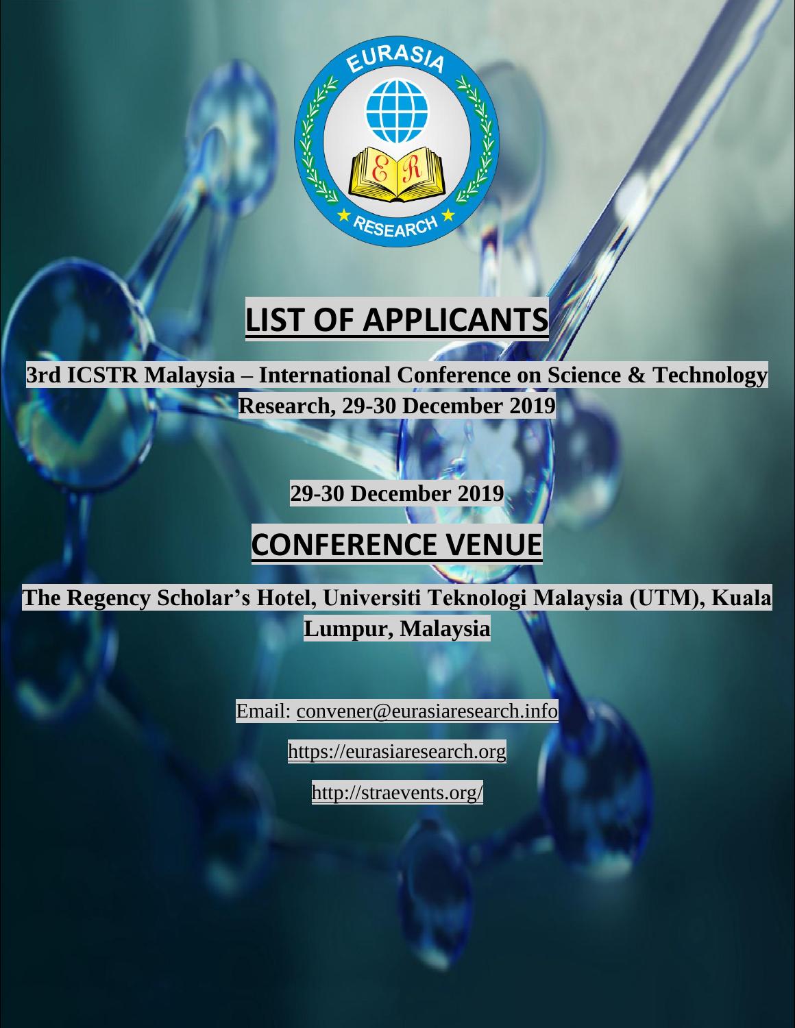# LIST OF APPLICANTS

**3rd ICSTR Malaysia – International Conference on Science & Technology Research, 29-30 December 2019**

**29-30 December 2019**

# CONFERENCE VENUE

**The Regency Scholar's Hotel, Universiti Teknologi Malaysia (UTM), Kuala Lumpur, Malaysia**

Email: convener@eurasiaresearch.info

https://eurasiaresearch.org

http://straevents.org/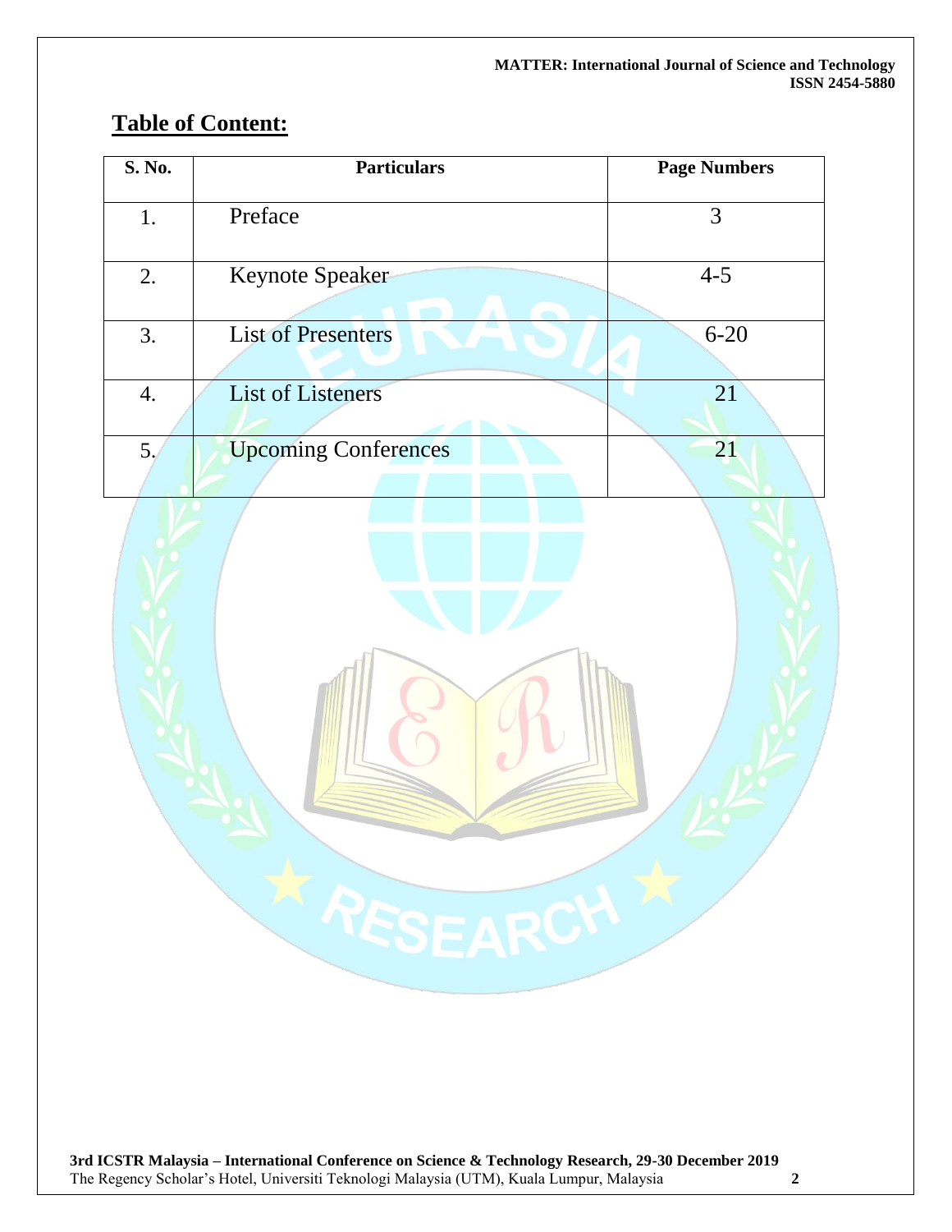## Table of Content:

| S. No. | Particulars | Page Numbers |
|---|---|---|
| 1. | Preface | 3 |
| 2. | Keynote Speaker | 4-5 |
| 3. | List of Presenters | 6-20 |
| 4. | List of Listeners | 21 |
| 5. | Upcoming Conferences | 21 |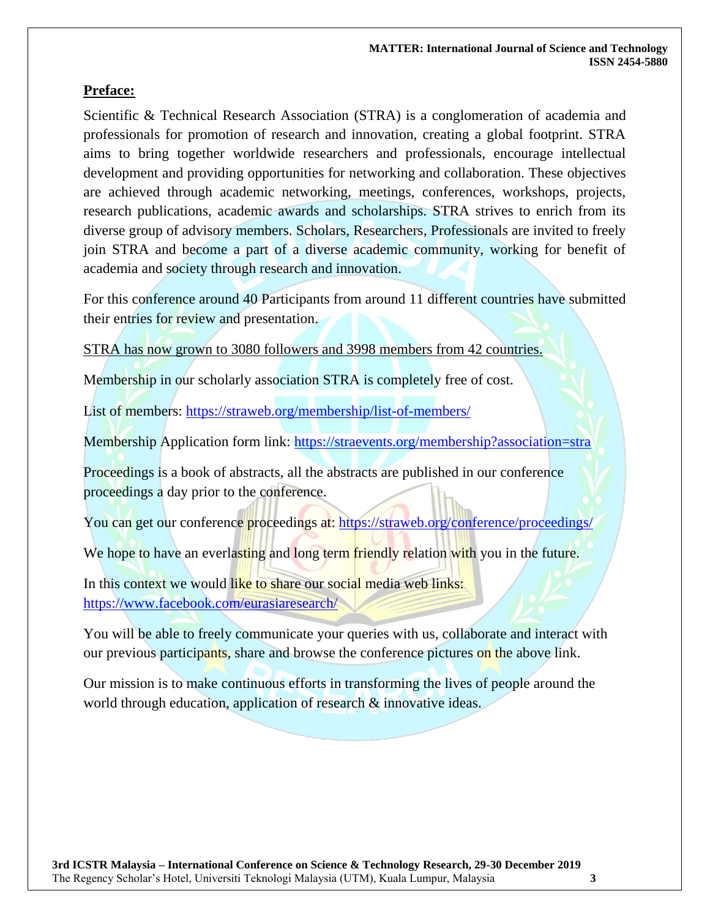## **Preface:**

Scientific & Technical Research Association (STRA) is a conglomeration of academia and professionals for promotion of research and innovation, creating a global footprint. STRA aims to bring together worldwide researchers and professionals, encourage intellectual development and providing opportunities for networking and collaboration. These objectives are achieved through academic networking, meetings, conferences, workshops, projects, research publications, academic awards and scholarships. STRA strives to enrich from its diverse group of advisory members. Scholars, Researchers, Professionals are invited to freely join STRA and become a part of a diverse academic community, working for benefit of academia and society through research and innovation.

For this conference around 40 Participants from around 11 different countries have submitted their entries for review and presentation.

STRA has now grown to 3080 followers and 3998 members from 42 countries.

Membership in our scholarly association STRA is completely free of cost.

List of members: https://straweb.org/membership/list-of-members/

Membership Application form link: https://straevents.org/membership?association=stra

Proceedings is a book of abstracts, all the abstracts are published in our conference proceedings a day prior to the conference.

You can get our conference proceedings at: https://straweb.org/conference/proceedings/

We hope to have an everlasting and long term friendly relation with you in the future.

In this context we would like to share our social media web links:
https://www.facebook.com/eurasiaresearch/

You will be able to freely communicate your queries with us, collaborate and interact with our previous participants, share and browse the conference pictures on the above link.

Our mission is to make continuous efforts in transforming the lives of people around the world through education, application of research & innovative ideas.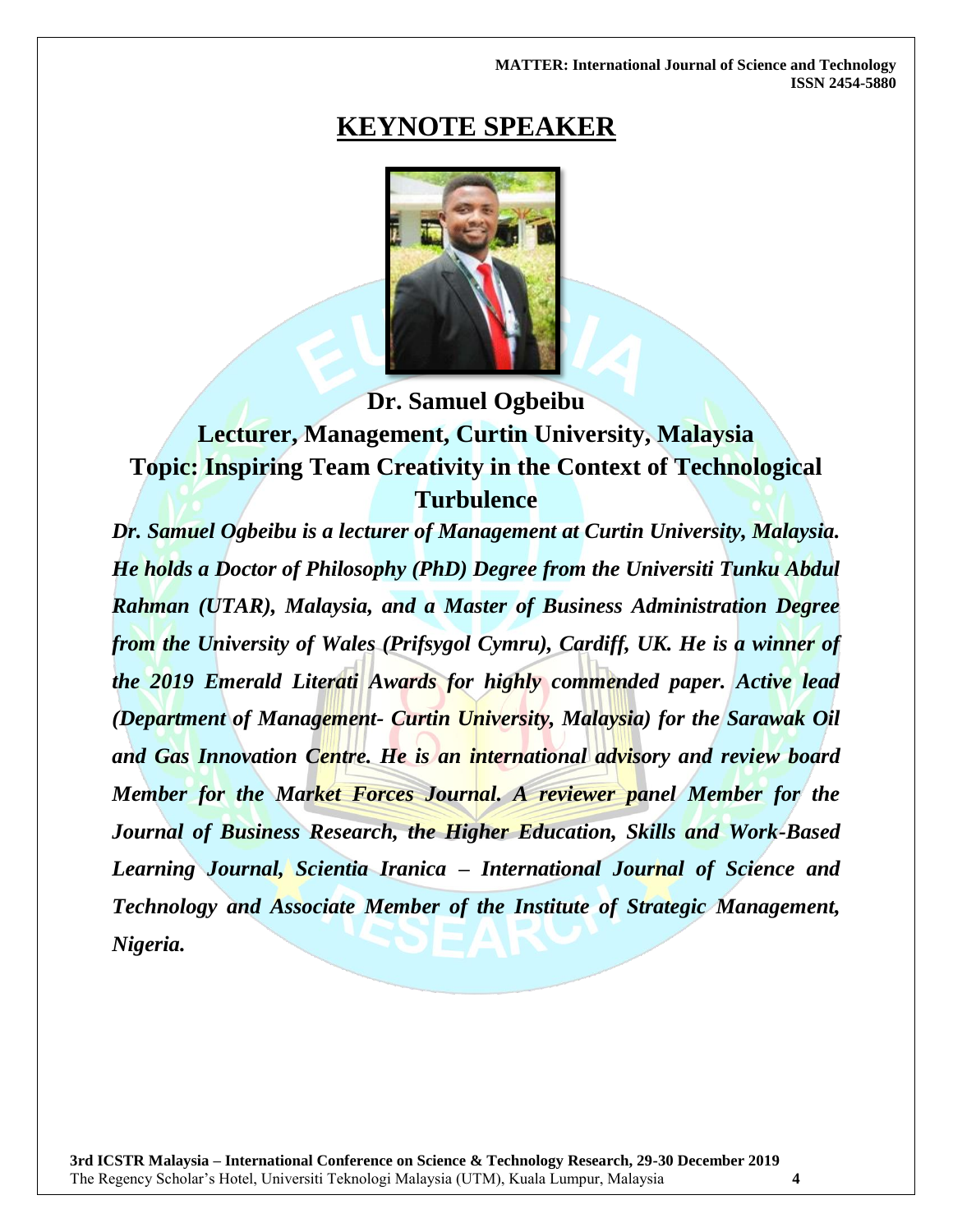# KEYNOTE SPEAKER

**Dr. Samuel Ogbeibu**

**Lecturer, Management, Curtin University, Malaysia**

**Topic: Inspiring Team Creativity in the Context of Technological Turbulence**

***Dr. Samuel Ogbeibu is a lecturer of Management at Curtin University, Malaysia. He holds a Doctor of Philosophy (PhD) Degree from the Universiti Tunku Abdul Rahman (UTAR), Malaysia, and a Master of Business Administration Degree from the University of Wales (Prifsygol Cymru), Cardiff, UK. He is a winner of the 2019 Emerald Literati Awards for highly commended paper. Active lead (Department of Management- Curtin University, Malaysia) for the Sarawak Oil and Gas Innovation Centre. He is an international advisory and review board Member for the Market Forces Journal. A reviewer panel Member for the Journal of Business Research, the Higher Education, Skills and Work-Based Learning Journal, Scientia Iranica – International Journal of Science and Technology and Associate Member of the Institute of Strategic Management, Nigeria.***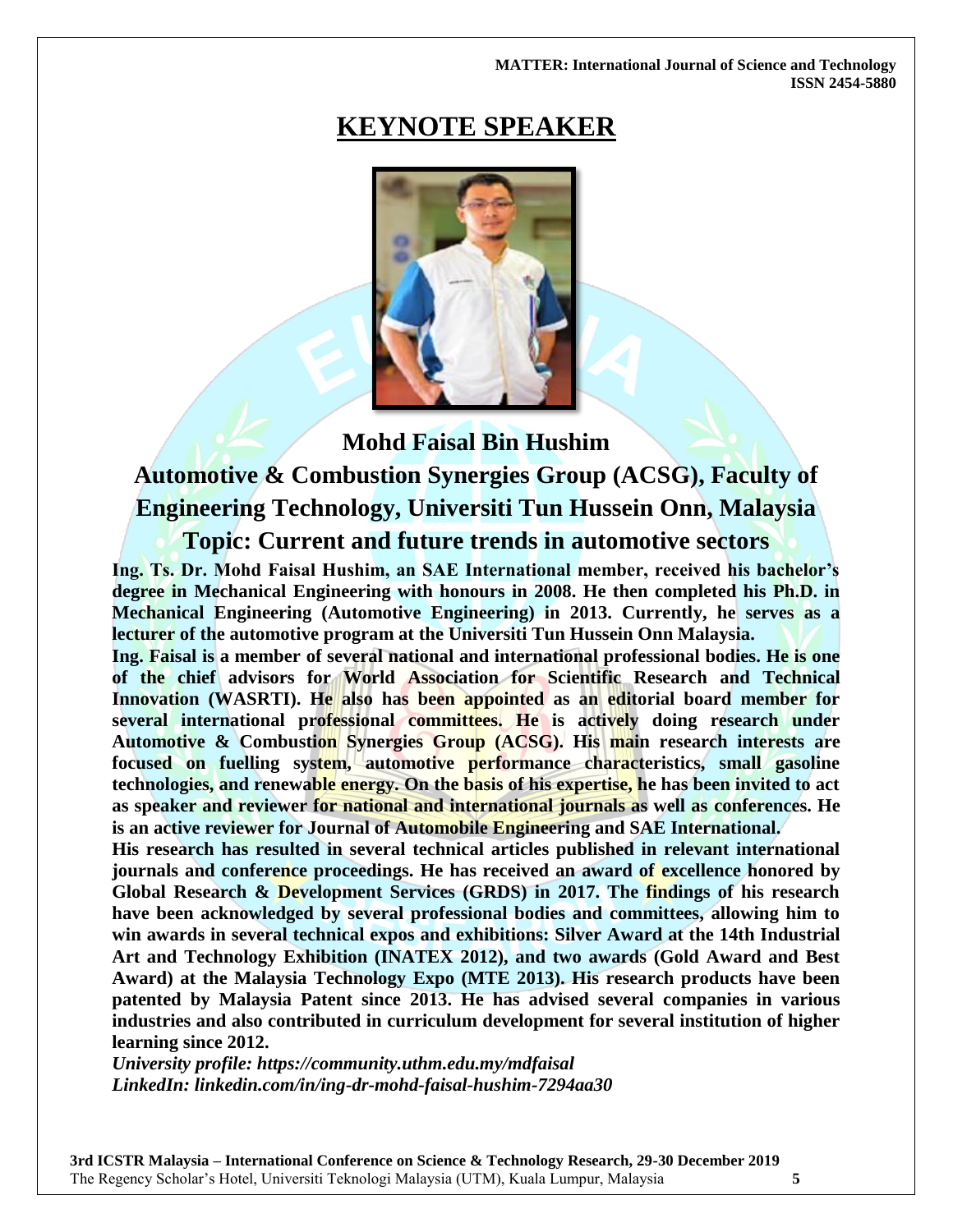# KEYNOTE SPEAKER

## Mohd Faisal Bin Hushim

## Automotive & Combustion Synergies Group (ACSG), Faculty of Engineering Technology, Universiti Tun Hussein Onn, Malaysia

## Topic: Current and future trends in automotive sectors

**Ing. Ts. Dr. Mohd Faisal Hushim, an SAE International member, received his bachelor's degree in Mechanical Engineering with honours in 2008. He then completed his Ph.D. in Mechanical Engineering (Automotive Engineering) in 2013. Currently, he serves as a lecturer of the automotive program at the Universiti Tun Hussein Onn Malaysia.**

**Ing. Faisal is a member of several national and international professional bodies. He is one of the chief advisors for World Association for Scientific Research and Technical Innovation (WASRTI). He also has been appointed as an editorial board member for several international professional committees. He is actively doing research under Automotive & Combustion Synergies Group (ACSG). His main research interests are focused on fuelling system, automotive performance characteristics, small gasoline technologies, and renewable energy. On the basis of his expertise, he has been invited to act as speaker and reviewer for national and international journals as well as conferences. He is an active reviewer for Journal of Automobile Engineering and SAE International.**

**His research has resulted in several technical articles published in relevant international journals and conference proceedings. He has received an award of excellence honored by Global Research & Development Services (GRDS) in 2017. The findings of his research have been acknowledged by several professional bodies and committees, allowing him to win awards in several technical expos and exhibitions: Silver Award at the 14th Industrial Art and Technology Exhibition (INATEX 2012), and two awards (Gold Award and Best Award) at the Malaysia Technology Expo (MTE 2013). His research products have been patented by Malaysia Patent since 2013. He has advised several companies in various industries and also contributed in curriculum development for several institution of higher learning since 2012.**

***University profile: https://community.uthm.edu.my/mdfaisal***
***LinkedIn: linkedin.com/in/ing-dr-mohd-faisal-hushim-7294aa30***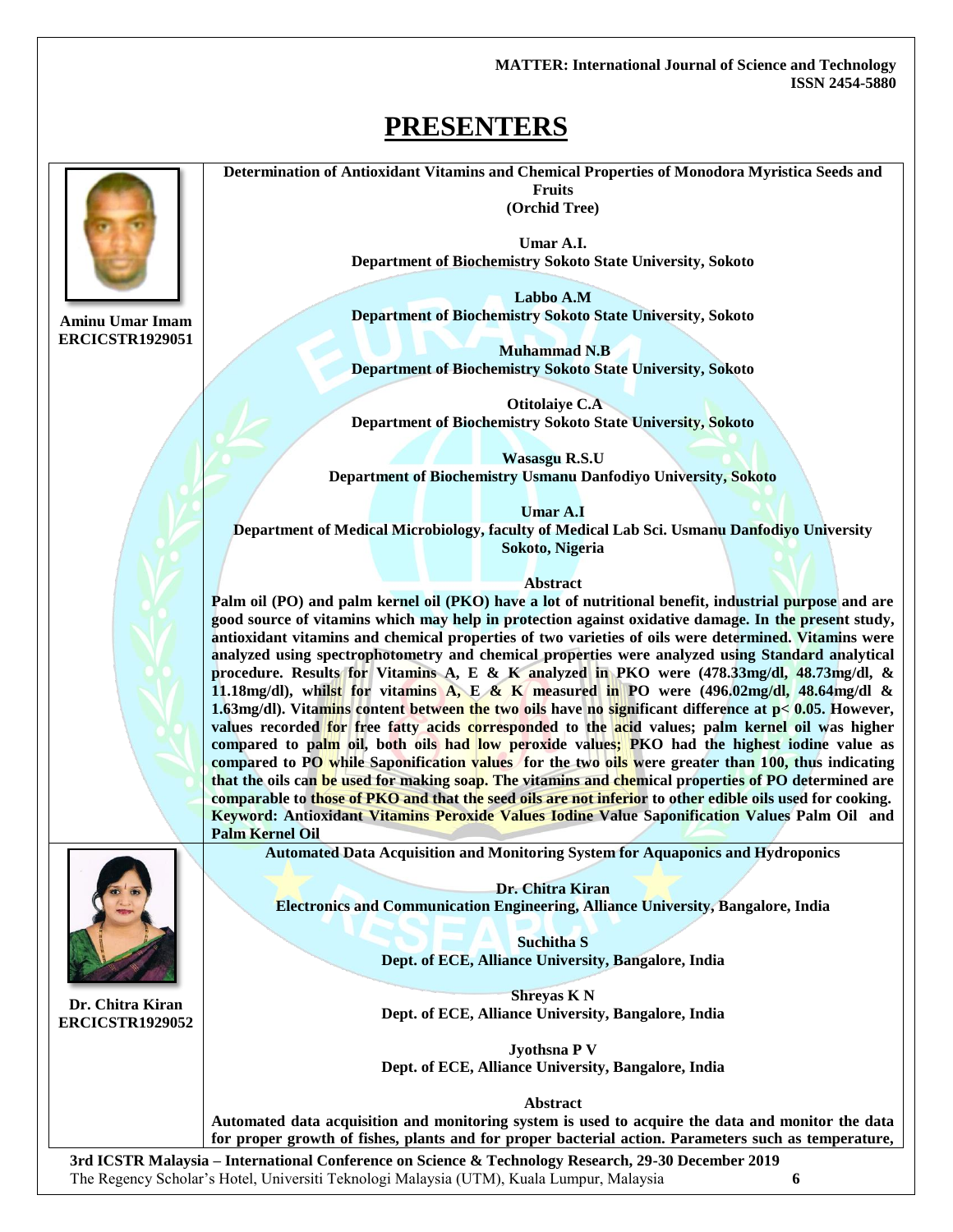# PRESENTERS

**Aminu Umar Imam**
**ERCICSTR1929051**

**Determination of Antioxidant Vitamins and Chemical Properties of Monodora Myristica Seeds and Fruits**
**(Orchid Tree)**

**Umar A.I.**
**Department of Biochemistry Sokoto State University, Sokoto**

**Labbo A.M**
**Department of Biochemistry Sokoto State University, Sokoto**

**Muhammad N.B**
**Department of Biochemistry Sokoto State University, Sokoto**

**Otitolaiye C.A**
**Department of Biochemistry Sokoto State University, Sokoto**

**Wasasgu R.S.U**
**Department of Biochemistry Usmanu Danfodiyo University, Sokoto**

**Umar A.I**
**Department of Medical Microbiology, faculty of Medical Lab Sci. Usmanu Danfodiyo University Sokoto, Nigeria**

**Abstract**

**Palm oil (PO) and palm kernel oil (PKO) have a lot of nutritional benefit, industrial purpose and are good source of vitamins which may help in protection against oxidative damage. In the present study, antioxidant vitamins and chemical properties of two varieties of oils were determined. Vitamins were analyzed using spectrophotometry and chemical properties were analyzed using Standard analytical procedure. Results for Vitamins A, E & K analyzed in PKO were (478.33mg/dl, 48.73mg/dl, & 11.18mg/dl), whilst for vitamins A, E & K measured in PO were (496.02mg/dl, 48.64mg/dl & 1.63mg/dl). Vitamins content between the two oils have no significant difference at $p< 0.05$. However, values recorded for free fatty acids corresponded to the acid values; palm kernel oil was higher compared to palm oil, both oils had low peroxide values; PKO had the highest iodine value as compared to PO while Saponification values for the two oils were greater than 100, thus indicating that the oils can be used for making soap. The vitamins and chemical properties of PO determined are comparable to those of PKO and that the seed oils are not inferior to other edible oils used for cooking.**
**Keyword: Antioxidant Vitamins Peroxide Values Iodine Value Saponification Values Palm Oil and Palm Kernel Oil**

**Dr. Chitra Kiran**
**ERCICSTR1929052**

**Automated Data Acquisition and Monitoring System for Aquaponics and Hydroponics**

**Dr. Chitra Kiran**
**Electronics and Communication Engineering, Alliance University, Bangalore, India**

**Suchitha S**
**Dept. of ECE, Alliance University, Bangalore, India**

**Shreyas K N**
**Dept. of ECE, Alliance University, Bangalore, India**

**Jyothsna P V**
**Dept. of ECE, Alliance University, Bangalore, India**

**Abstract**

**Automated data acquisition and monitoring system is used to acquire the data and monitor the data for proper growth of fishes, plants and for proper bacterial action. Parameters such as temperature,**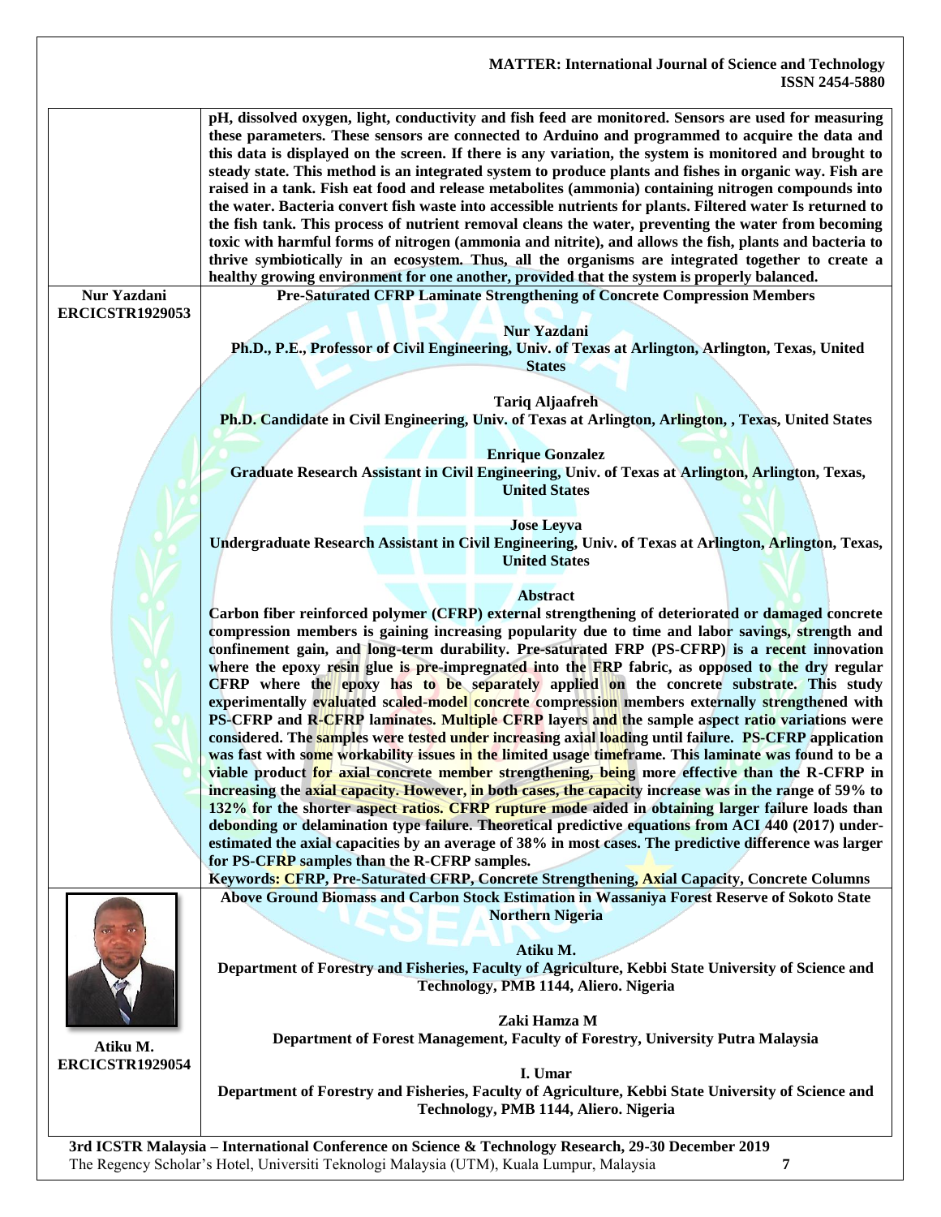pH, dissolved oxygen, light, conductivity and fish feed are monitored. Sensors are used for measuring these parameters. These sensors are connected to Arduino and programmed to acquire the data and this data is displayed on the screen. If there is any variation, the system is monitored and brought to steady state. This method is an integrated system to produce plants and fishes in organic way. Fish are raised in a tank. Fish eat food and release metabolites (ammonia) containing nitrogen compounds into the water. Bacteria convert fish waste into accessible nutrients for plants. Filtered water Is returned to the fish tank. This process of nutrient removal cleans the water, preventing the water from becoming toxic with harmful forms of nitrogen (ammonia and nitrite), and allows the fish, plants and bacteria to thrive symbiotically in an ecosystem. Thus, all the organisms are integrated together to create a healthy growing environment for one another, provided that the system is properly balanced.

**Nur Yazdani**
**ERCICSTR1929053**

## Pre-Saturated CFRP Laminate Strengthening of Concrete Compression Members

**Nur Yazdani**
Ph.D., P.E., Professor of Civil Engineering, Univ. of Texas at Arlington, Arlington, Texas, United States

**Tariq Aljaafreh**
Ph.D. Candidate in Civil Engineering, Univ. of Texas at Arlington, Arlington, , Texas, United States

**Enrique Gonzalez**
Graduate Research Assistant in Civil Engineering, Univ. of Texas at Arlington, Arlington, Texas, United States

**Jose Leyva**
Undergraduate Research Assistant in Civil Engineering, Univ. of Texas at Arlington, Arlington, Texas, United States

### Abstract

Carbon fiber reinforced polymer (CFRP) external strengthening of deteriorated or damaged concrete compression members is gaining increasing popularity due to time and labor savings, strength and confinement gain, and long-term durability. Pre-saturated FRP (PS-CFRP) is a recent innovation where the epoxy resin glue is pre-impregnated into the FRP fabric, as opposed to the dry regular CFRP where the epoxy has to be separately applied on the concrete substrate. This study experimentally evaluated scaled-model concrete compression members externally strengthened with PS-CFRP and R-CFRP laminates. Multiple CFRP layers and the sample aspect ratio variations were considered. The samples were tested under increasing axial loading until failure. PS-CFRP application was fast with some workability issues in the limited usage timeframe. This laminate was found to be a viable product for axial concrete member strengthening, being more effective than the R-CFRP in increasing the axial capacity. However, in both cases, the capacity increase was in the range of 59% to 132% for the shorter aspect ratios. CFRP rupture mode aided in obtaining larger failure loads than debonding or delamination type failure. Theoretical predictive equations from ACI 440 (2017) under-estimated the axial capacities by an average of 38% in most cases. The predictive difference was larger for PS-CFRP samples than the R-CFRP samples.

**Keywords:** CFRP, Pre-Saturated CFRP, Concrete Strengthening, Axial Capacity, Concrete Columns

**Atiku M.**
**ERCICSTR1929054**

## Above Ground Biomass and Carbon Stock Estimation in Wassaniya Forest Reserve of Sokoto State Northern Nigeria

**Atiku M.**
Department of Forestry and Fisheries, Faculty of Agriculture, Kebbi State University of Science and Technology, PMB 1144, Aliero. Nigeria

**Zaki Hamza M**
Department of Forest Management, Faculty of Forestry, University Putra Malaysia

**I. Umar**
Department of Forestry and Fisheries, Faculty of Agriculture, Kebbi State University of Science and Technology, PMB 1144, Aliero. Nigeria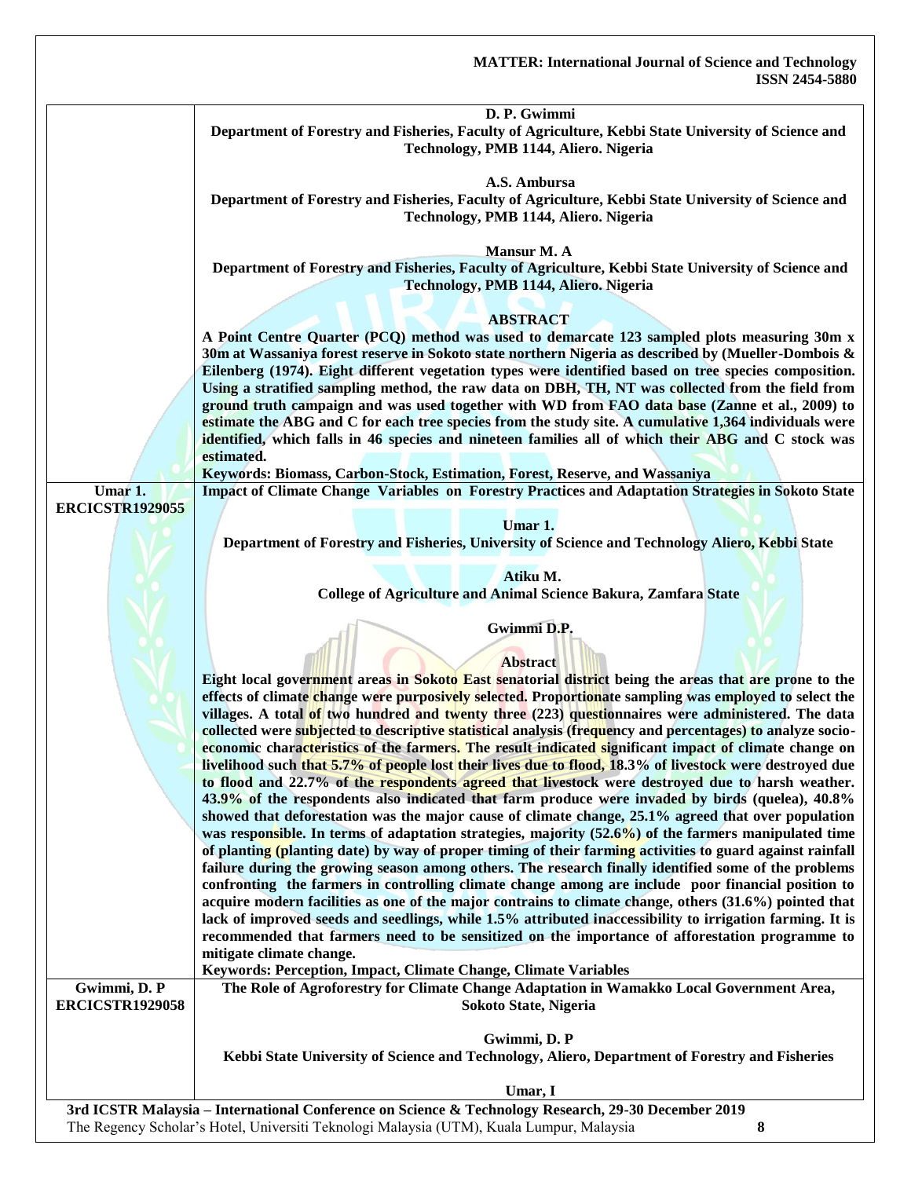| | D. P. Gwimmi<br>Department of Forestry and Fisheries, Faculty of Agriculture, Kebbi State University of Science and Technology, PMB 1144, Aliero. Nigeria<br><br>A.S. Ambursa<br>Department of Forestry and Fisheries, Faculty of Agriculture, Kebbi State University of Science and Technology, PMB 1144, Aliero. Nigeria<br><br>Mansur M. A<br>Department of Forestry and Fisheries, Faculty of Agriculture, Kebbi State University of Science and Technology, PMB 1144, Aliero. Nigeria<br><br>**ABSTRACT**<br>A Point Centre Quarter (PCQ) method was used to demarcate 123 sampled plots measuring 30m x 30m at Wassaniya forest reserve in Sokoto state northern Nigeria as described by (Mueller-Dombois & Eilenberg (1974). Eight different vegetation types were identified based on tree species composition. Using a stratified sampling method, the raw data on DBH, TH, NT was collected from the field from ground truth campaign and was used together with WD from FAO data base (Zanne et al., 2009) to estimate the ABG and C for each tree species from the study site. A cumulative 1,364 individuals were identified, which falls in 46 species and nineteen families all of which their ABG and C stock was estimated.<br>**Keywords:** Biomass, Carbon-Stock, Estimation, Forest, Reserve, and Wassaniya |
|---|---|
| Umar I.<br>ERCICSTR1929055 | **Impact of Climate Change Variables on Forestry Practices and Adaptation Strategies in Sokoto State**<br><br>Umar I.<br>Department of Forestry and Fisheries, University of Science and Technology Aliero, Kebbi State<br><br>Atiku M.<br>College of Agriculture and Animal Science Bakura, Zamfara State<br><br>Gwimmi D.P.<br><br>**Abstract**<br>Eight local government areas in Sokoto East senatorial district being the areas that are prone to the effects of climate change were purposively selected. Proportionate sampling was employed to select the villages. A total of two hundred and twenty three (223) questionnaires were administered. The data collected were subjected to descriptive statistical analysis (frequency and percentages) to analyze socio-economic characteristics of the farmers. The result indicated significant impact of climate change on livelihood such that 5.7% of people lost their lives due to flood, 18.3% of livestock were destroyed due to flood and 22.7% of the respondents agreed that livestock were destroyed due to harsh weather. 43.9% of the respondents also indicated that farm produce were invaded by birds (quelea), 40.8% showed that deforestation was the major cause of climate change, 25.1% agreed that over population was responsible. In terms of adaptation strategies, majority (52.6%) of the farmers manipulated time of planting (planting date) by way of proper timing of their farming activities to guard against rainfall failure during the growing season among others. The research finally identified some of the problems confronting the farmers in controlling climate change among are include poor financial position to acquire modern facilities as one of the major contrains to climate change, others (31.6%) pointed that lack of improved seeds and seedlings, while 1.5% attributed inaccessibility to irrigation farming. It is recommended that farmers need to be sensitized on the importance of afforestation programme to mitigate climate change.<br>**Keywords:** Perception, Impact, Climate Change, Climate Variables |
| Gwimmi, D. P<br>ERCICSTR1929058 | **The Role of Agroforestry for Climate Change Adaptation in Wamakko Local Government Area, Sokoto State, Nigeria**<br><br>Gwimmi, D. P<br>Kebbi State University of Science and Technology, Aliero, Department of Forestry and Fisheries<br><br>Umar, I |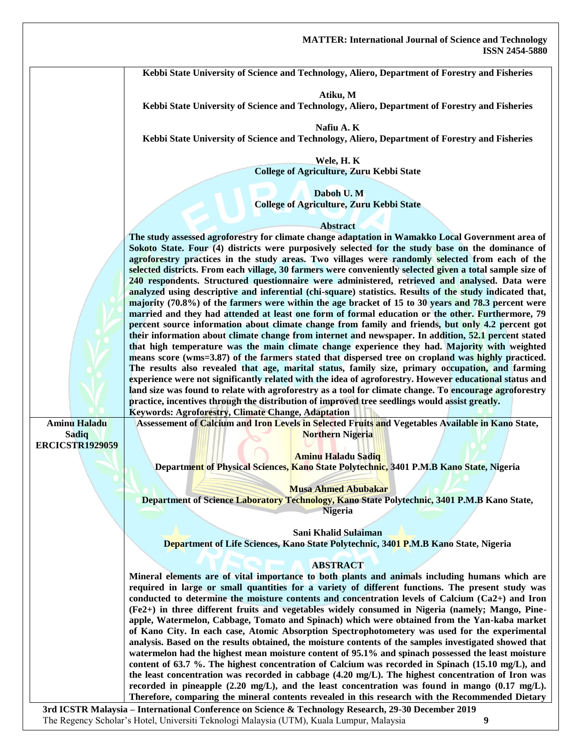**Kebbi State University of Science and Technology, Aliero, Department of Forestry and Fisheries**

**Atiku, M**
**Kebbi State University of Science and Technology, Aliero, Department of Forestry and Fisheries**

**Nafiu A. K**
**Kebbi State University of Science and Technology, Aliero, Department of Forestry and Fisheries**

**Wele, H. K**
**College of Agriculture, Zuru Kebbi State**

**Daboh U. M**
**College of Agriculture, Zuru Kebbi State**

**Abstract**

**The study assessed agroforestry for climate change adaptation in Wamakko Local Government area of Sokoto State. Four (4) districts were purposively selected for the study base on the dominance of agroforestry practices in the study areas. Two villages were randomly selected from each of the selected districts. From each village, 30 farmers were conveniently selected given a total sample size of 240 respondents. Structured questionnaire were administered, retrieved and analysed. Data were analyzed using descriptive and inferential (chi-square) statistics. Results of the study indicated that, majority (70.8%) of the farmers were within the age bracket of 15 to 30 years and 78.3 percent were married and they had attended at least one form of formal education or the other. Furthermore, 79 percent source information about climate change from family and friends, but only 4.2 percent got their information about climate change from internet and newspaper. In addition, 52.1 percent stated that high temperature was the main climate change experience they had. Majority with weighted means score (wms=3.87) of the farmers stated that dispersed tree on cropland was highly practiced. The results also revealed that age, marital status, family size, primary occupation, and farming experience were not significantly related with the idea of agroforestry. However educational status and land size was found to relate with agroforestry as a tool for climate change. To encourage agroforestry practice, incentives through the distribution of improved tree seedlings would assist greatly.**

**Keywords: Agroforestry, Climate Change, Adaptation**

---

**Aminu Haladu Sadiq**
**ERCICSTR1929059**

**Assessement of Calcium and Iron Levels in Selected Fruits and Vegetables Available in Kano State, Northern Nigeria**

**Aminu Haladu Sadiq**
**Department of Physical Sciences, Kano State Polytechnic, 3401 P.M.B Kano State, Nigeria**

**Musa Ahmed Abubakar**
**Department of Science Laboratory Technology, Kano State Polytechnic, 3401 P.M.B Kano State, Nigeria**

**Sani Khalid Sulaiman**
**Department of Life Sciences, Kano State Polytechnic, 3401 P.M.B Kano State, Nigeria**

**ABSTRACT**

**Mineral elements are of vital importance to both plants and animals including humans which are required in large or small quantities for a variety of different functions. The present study was conducted to determine the moisture contents and concentration levels of Calcium ($Ca^{2+}$) and Iron ($Fe^{2+}$) in three different fruits and vegetables widely consumed in Nigeria (namely; Mango, Pine-apple, Watermelon, Cabbage, Tomato and Spinach) which were obtained from the Yan-kaba market of Kano City. In each case, Atomic Absorption Spectrophotometery was used for the experimental analysis. Based on the results obtained, the moisture contents of the samples investigated showed that watermelon had the highest mean moisture content of 95.1% and spinach possessed the least moisture content of 63.7 %. The highest concentration of Calcium was recorded in Spinach (15.10 mg/L), and the least concentration was recorded in cabbage (4.20 mg/L). The highest concentration of Iron was recorded in pineapple (2.20 mg/L), and the least concentration was found in mango (0.17 mg/L). Therefore, comparing the mineral contents revealed in this research with the Recommended Dietary**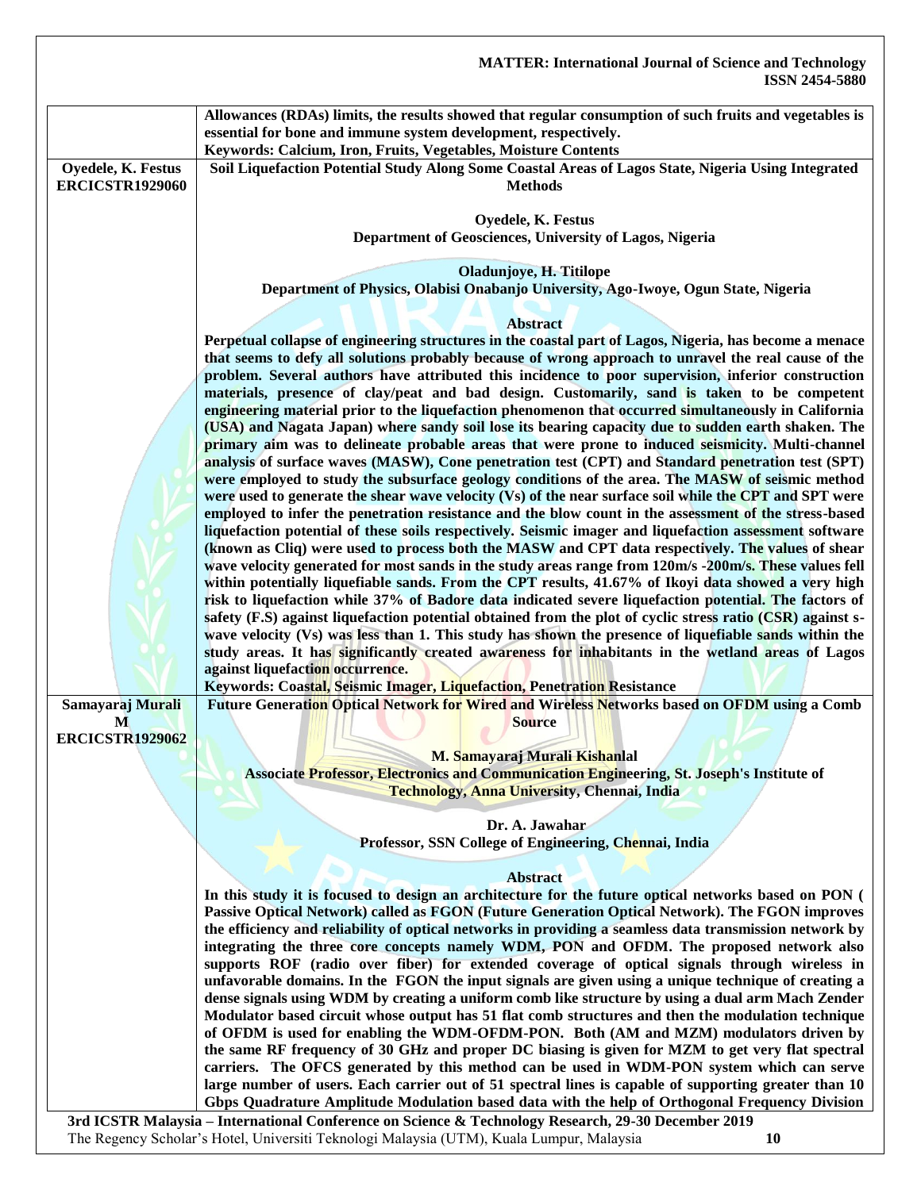| | |
|---|---|
| | **Allowances (RDAs) limits, the results showed that regular consumption of such fruits and vegetables is essential for bone and immune system development, respectively.**<br>**Keywords: Calcium, Iron, Fruits, Vegetables, Moisture Contents** |
| **Oyedele, K. Festus**<br>**ERCICSTR1929060** | **Soil Liquefaction Potential Study Along Some Coastal Areas of Lagos State, Nigeria Using Integrated Methods**<br><br>**Oyedele, K. Festus**<br>**Department of Geosciences, University of Lagos, Nigeria**<br><br>**Oladunjoye, H. Titilope**<br>**Department of Physics, Olabisi Onabanjo University, Ago-Iwoye, Ogun State, Nigeria**<br><br>**Abstract**<br>**Perpetual collapse of engineering structures in the coastal part of Lagos, Nigeria, has become a menace that seems to defy all solutions probably because of wrong approach to unravel the real cause of the problem. Several authors have attributed this incidence to poor supervision, inferior construction materials, presence of clay/peat and bad design. Customarily, sand is taken to be competent engineering material prior to the liquefaction phenomenon that occurred simultaneously in California (USA) and Nagata Japan) where sandy soil lose its bearing capacity due to sudden earth shaken. The primary aim was to delineate probable areas that were prone to induced seismicity. Multi-channel analysis of surface waves (MASW), Cone penetration test (CPT) and Standard penetration test (SPT) were employed to study the subsurface geology conditions of the area. The MASW of seismic method were used to generate the shear wave velocity (Vs) of the near surface soil while the CPT and SPT were employed to infer the penetration resistance and the blow count in the assessment of the stress-based liquefaction potential of these soils respectively. Seismic imager and liquefaction assessment software (known as Cliq) were used to process both the MASW and CPT data respectively. The values of shear wave velocity generated for most sands in the study areas range from 120m/s -200m/s. These values fell within potentially liquefiable sands. From the CPT results, 41.67% of Ikoyi data showed a very high risk to liquefaction while 37% of Badore data indicated severe liquefaction potential. The factors of safety (F.S) against liquefaction potential obtained from the plot of cyclic stress ratio (CSR) against s-wave velocity (Vs) was less than 1. This study has shown the presence of liquefiable sands within the study areas. It has significantly created awareness for inhabitants in the wetland areas of Lagos against liquefaction occurrence.**<br>**Keywords: Coastal, Seismic Imager, Liquefaction, Penetration Resistance** |
| **Samayaraj Murali M**<br>**ERCICSTR1929062** | **Future Generation Optical Network for Wired and Wireless Networks based on OFDM using a Comb Source**<br><br>**M. Samayaraj Murali Kishanlal**<br>**Associate Professor, Electronics and Communication Engineering, St. Joseph's Institute of Technology, Anna University, Chennai, India**<br><br>**Dr. A. Jawahar**<br>**Professor, SSN College of Engineering, Chennai, India**<br><br>**Abstract**<br>**In this study it is focused to design an architecture for the future optical networks based on PON ( Passive Optical Network) called as FGON (Future Generation Optical Network). The FGON improves the efficiency and reliability of optical networks in providing a seamless data transmission network by integrating the three core concepts namely WDM, PON and OFDM. The proposed network also supports ROF (radio over fiber) for extended coverage of optical signals through wireless in unfavorable domains. In the FGON the input signals are given using a unique technique of creating a dense signals using WDM by creating a uniform comb like structure by using a dual arm Mach Zender Modulator based circuit whose output has 51 flat comb structures and then the modulation technique of OFDM is used for enabling the WDM-OFDM-PON. Both (AM and MZM) modulators driven by the same RF frequency of 30 GHz and proper DC biasing is given for MZM to get very flat spectral carriers. The OFCS generated by this method can be used in WDM-PON system which can serve large number of users. Each carrier out of 51 spectral lines is capable of supporting greater than 10 Gbps Quadrature Amplitude Modulation based data with the help of Orthogonal Frequency Division** |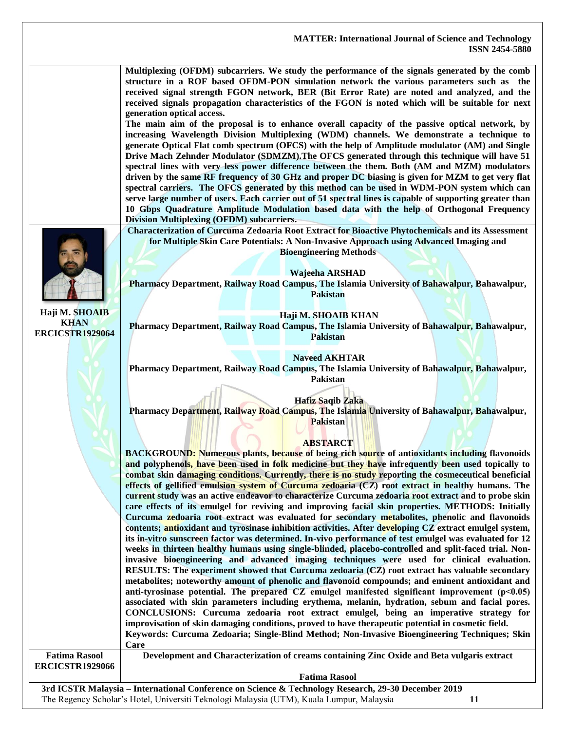Multiplexing (OFDM) subcarriers. We study the performance of the signals generated by the comb structure in a ROF based OFDM-PON simulation network the various parameters such as the received signal strength FGON network, BER (Bit Error Rate) are noted and analyzed, and the received signals propagation characteristics of the FGON is noted which will be suitable for next generation optical access.

The main aim of the proposal is to enhance overall capacity of the passive optical network, by increasing Wavelength Division Multiplexing (WDM) channels. We demonstrate a technique to generate Optical Flat comb spectrum (OFCS) with the help of Amplitude modulator (AM) and Single Drive Mach Zehnder Modulator (SDMZM).The OFCS generated through this technique will have 51 spectral lines with very less power difference between the them. Both (AM and MZM) modulators driven by the same RF frequency of 30 GHz and proper DC biasing is given for MZM to get very flat spectral carriers. The OFCS generated by this method can be used in WDM-PON system which can serve large number of users. Each carrier out of 51 spectral lines is capable of supporting greater than 10 Gbps Quadrature Amplitude Modulation based data with the help of Orthogonal Frequency Division Multiplexing (OFDM) subcarriers.

**Haji M. SHOAIB KHAN**
**ERCICSTR1929064**

## Characterization of Curcuma Zedoaria Root Extract for Bioactive Phytochemicals and its Assessment for Multiple Skin Care Potentials: A Non-Invasive Approach using Advanced Imaging and Bioengineering Methods

**Wajeeha ARSHAD**
Pharmacy Department, Railway Road Campus, The Islamia University of Bahawalpur, Bahawalpur, Pakistan

**Haji M. SHOAIB KHAN**
Pharmacy Department, Railway Road Campus, The Islamia University of Bahawalpur, Bahawalpur, Pakistan

**Naveed AKHTAR**
Pharmacy Department, Railway Road Campus, The Islamia University of Bahawalpur, Bahawalpur, Pakistan

**Hafiz Saqib Zaka**
Pharmacy Department, Railway Road Campus, The Islamia University of Bahawalpur, Bahawalpur, Pakistan

### ABSTRACT

BACKGROUND: Numerous plants, because of being rich source of antioxidants including flavonoids and polyphenols, have been used in folk medicine but they have infrequently been used topically to combat skin damaging conditions. Currently, there is no study reporting the cosmeceutical beneficial effects of gellified emulsion system of Curcuma zedoaria (CZ) root extract in healthy humans. The current study was an active endeavor to characterize Curcuma zedoaria root extract and to probe skin care effects of its emulgel for reviving and improving facial skin properties. METHODS: Initially Curcuma zedoaria root extract was evaluated for secondary metabolites, phenolic and flavonoids contents; antioxidant and tyrosinase inhibition activities. After developing CZ extract emulgel system, its in-vitro sunscreen factor was determined. In-vivo performance of test emulgel was evaluated for 12 weeks in thirteen healthy humans using single-blinded, placebo-controlled and split-faced trial. Non-invasive bioengineering and advanced imaging techniques were used for clinical evaluation. RESULTS: The experiment showed that Curcuma zedoaria (CZ) root extract has valuable secondary metabolites; noteworthy amount of phenolic and flavonoid compounds; and eminent antioxidant and anti-tyrosinase potential. The prepared CZ emulgel manifested significant improvement ($p<0.05$) associated with skin parameters including erythema, melanin, hydration, sebum and facial pores. CONCLUSIONS: Curcuma zedoaria root extract emulgel, being an imperative strategy for improvisation of skin damaging conditions, proved to have therapeutic potential in cosmetic field.

Keywords: Curcuma Zedoaria; Single-Blind Method; Non-Invasive Bioengineering Techniques; Skin Care

**Fatima Rasool**
**ERCICSTR1929066**

## Development and Characterization of creams containing Zinc Oxide and Beta vulgaris extract

**Fatima Rasool**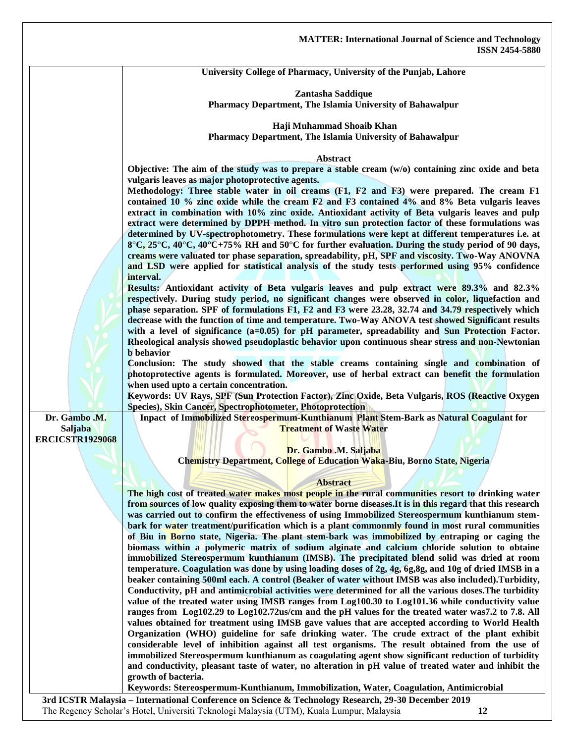University College of Pharmacy, University of the Punjab, Lahore

**Zantasha Saddique**
**Pharmacy Department, The Islamia University of Bahawalpur**

**Haji Muhammad Shoaib Khan**
**Pharmacy Department, The Islamia University of Bahawalpur**

**Abstract**

**Objective:** The aim of the study was to prepare a stable cream (w/o) containing zinc oxide and beta vulgaris leaves as major photoprotective agents.

**Methodology:** Three stable water in oil creams (F1, F2 and F3) were prepared. The cream F1 contained 10 % zinc oxide while the cream F2 and F3 contained 4% and 8% Beta vulgaris leaves extract in combination with 10% zinc oxide. Antioxidant activity of Beta vulgaris leaves and pulp extract were determined by DPPH method. In vitro sun protection factor of these formulations was determined by UV-spectrophotometry. These formulations were kept at different temperatures i.e. at 8°C, 25°C, 40°C, 40°C+75% RH and 50°C for further evaluation. During the study period of 90 days, creams were valuated tor phase separation, spreadability, pH, SPF and viscosity. Two-Way ANOVNA and LSD were applied for statistical analysis of the study tests performed using 95% confidence interval.

**Results:** Antioxidant activity of Beta vulgaris leaves and pulp extract were 89.3% and 82.3% respectively. During study period, no significant changes were observed in color, liquefaction and phase separation. SPF of formulations F1, F2 and F3 were 23.28, 32.74 and 34.79 respectively which decrease with the function of time and temperature. Two-Way ANOVA test showed Significant results with a level of significance (a=0.05) for pH parameter, spreadability and Sun Protection Factor. Rheological analysis showed pseudoplastic behavior upon continuous shear stress and non-Newtonian b behavior

**Conclusion:** The study showed that the stable creams containing single and combination of photoprotective agents is formulated. Moreover, use of herbal extract can benefit the formulation when used upto a certain concentration.

**Keywords:** UV Rays, SPF (Sun Protection Factor), Zinc Oxide, Beta Vulgaris, ROS (Reactive Oxygen Species), Skin Cancer, Spectrophotometer, Photoprotection

---

**Dr. Gambo .M. Saljaba**
**ERCICSTR1929068**

## Inpact of Immobilized Stereospermum-Kunthianum Plant Stem-Bark as Natural Coagulant for Treatment of Waste Water

**Dr. Gambo .M. Saljaba**
**Chemistry Department, College of Education Waka-Biu, Borno State, Nigeria**

**Abstract**

The high cost of treated water makes most people in the rural communities resort to drinking water from sources of low quality exposing them to water borne diseases.It is in this regard that this research was carried out to confirm the effectiveness of using Immobilized Stereospermum kunthianum stem-bark for water treatment/purification which is a plant commonmly found in most rural communities of Biu in Borno state, Nigeria. The plant stem-bark was immobilized by entraping or caging the biomass within a polymeric matrix of sodium alginate and calcium chloride solution to obtaine immobilized Stereospermum kunthianum (IMSB). The precipitated blend solid was dried at room temperature. Coagulation was done by using loading doses of 2g, 4g, 6g,8g, and 10g of dried IMSB in a beaker containing 500ml each. A control (Beaker of water without IMSB was also included).Turbidity, Conductivity, pH and antimicrobial activities were determined for all the various doses.The turbidity value of the treated water using IMSB ranges from Log100.30 to Log101.36 while conductivity value ranges from Log102.29 to Log102.72us/cm and the pH values for the treated water was7.2 to 7.8. All values obtained for treatment using IMSB gave values that are accepted according to World Health Organization (WHO) guideline for safe drinking water. The crude extract of the plant exhibit considerable level of inhibition against all test organisms. The result obtained from the use of immobilized Stereospermum kunthianum as coagulating agent show significant reduction of turbidity and conductivity, pleasant taste of water, no alteration in pH value of treated water and inhibit the growth of bacteria.

**Keywords:** Stereospermum-Kunthianum, Immobilization, Water, Coagulation, Antimicrobial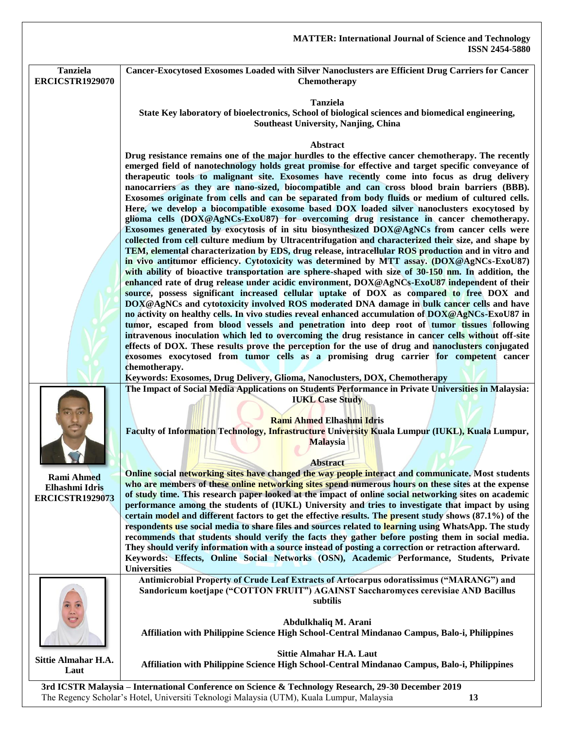**Tanziela**
**ERCICSTR1929070**

## Cancer-Exocytosed Exosomes Loaded with Silver Nanoclusters are Efficient Drug Carriers for Cancer Chemotherapy

**Tanziela**
**State Key laboratory of bioelectronics, School of biological sciences and biomedical engineering, Southeast University, Nanjing, China**

### Abstract

**Drug resistance remains one of the major hurdles to the effective cancer chemotherapy. The recently emerged field of nanotechnology holds great promise for effective and target specific conveyance of therapeutic tools to malignant site. Exosomes have recently come into focus as drug delivery nanocarriers as they are nano-sized, biocompatible and can cross blood brain barriers (BBB). Exosomes originate from cells and can be separated from body fluids or medium of cultured cells. Here, we develop a biocompatible exosome based DOX loaded silver nanoclusters exocytosed by glioma cells (DOX@AgNCs-ExoU87) for overcoming drug resistance in cancer chemotherapy. Exosomes generated by exocytosis of in situ biosynthesized DOX@AgNCs from cancer cells were collected from cell culture medium by Ultracentrifugation and characterized their size, and shape by TEM, elemental characterization by EDS, drug release, intracellular ROS production and in vitro and in vivo antitumor efficiency. Cytotoxicity was determined by MTT assay. (DOX@AgNCs-ExoU87) with ability of bioactive transportation are sphere-shaped with size of 30-150 nm. In addition, the enhanced rate of drug release under acidic environment, DOX@AgNCs-ExoU87 independent of their source, possess significant increased cellular uptake of DOX as compared to free DOX and DOX@AgNCs and cytotoxicity involved ROS moderated DNA damage in bulk cancer cells and have no activity on healthy cells. In vivo studies reveal enhanced accumulation of DOX@AgNCs-ExoU87 in tumor, escaped from blood vessels and penetration into deep root of tumor tissues following intravenous inoculation which led to overcoming the drug resistance in cancer cells without off-site effects of DOX. These results prove the perception for the use of drug and nanoclusters conjugated exosomes exocytosed from tumor cells as a promising drug carrier for competent cancer chemotherapy.**

**Keywords: Exosomes, Drug Delivery, Glioma, Nanoclusters, DOX, Chemotherapy**

---

**Rami Ahmed Elhashmi Idris**
**ERCICSTR1929073**

## The Impact of Social Media Applications on Students Performance in Private Universities in Malaysia: IUKL Case Study

**Rami Ahmed Elhashmi Idris**
**Faculty of Information Technology, Infrastructure University Kuala Lumpur (IUKL), Kuala Lumpur, Malaysia**

### Abstract

**Online social networking sites have changed the way people interact and communicate. Most students who are members of these online networking sites spend numerous hours on these sites at the expense of study time. This research paper looked at the impact of online social networking sites on academic performance among the students of (IUKL) University and tries to investigate that impact by using certain model and different factors to get the effective results. The present study shows (87.1%) of the respondents use social media to share files and sources related to learning using WhatsApp. The study recommends that students should verify the facts they gather before posting them in social media. They should verify information with a source instead of posting a correction or retraction afterward.**

**Keywords: Effects, Online Social Networks (OSN), Academic Performance, Students, Private Universities**

---

**Sittie Almahar H.A. Laut**

## Antimicrobial Property of Crude Leaf Extracts of Artocarpus odoratissimus ("MARANG") and Sandoricum koetjape ("COTTON FRUIT") AGAINST Saccharomyces cerevisiae AND Bacillus subtilis

**Abdulkhaliq M. Arani**
**Affiliation with Philippine Science High School-Central Mindanao Campus, Balo-i, Philippines**

**Sittie Almahar H.A. Laut**
**Affiliation with Philippine Science High School-Central Mindanao Campus, Balo-i, Philippines**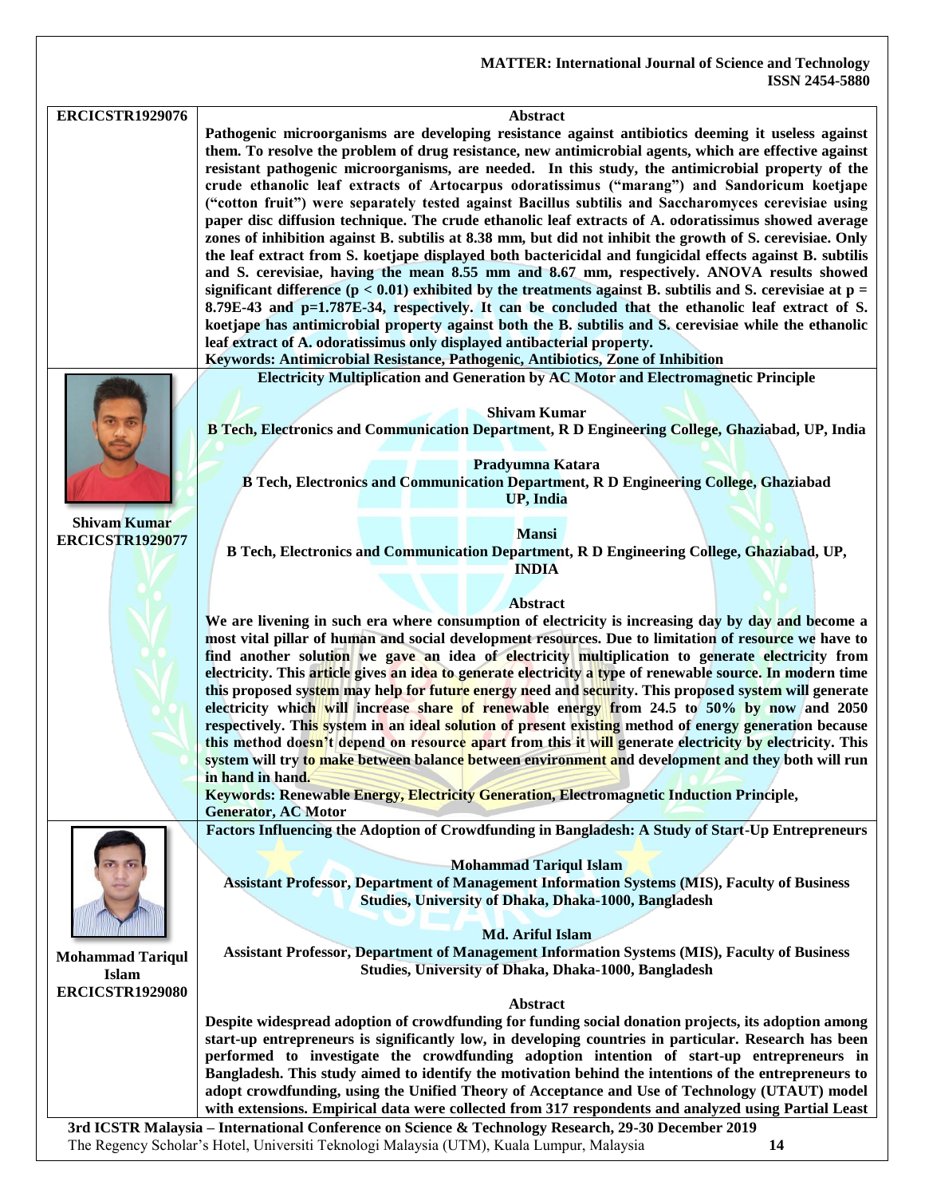**ERCICSTR1929076**

**Abstract**

**Pathogenic microorganisms are developing resistance against antibiotics deeming it useless against them. To resolve the problem of drug resistance, new antimicrobial agents, which are effective against resistant pathogenic microorganisms, are needed. In this study, the antimicrobial property of the crude ethanolic leaf extracts of Artocarpus odoratissimus ("marang") and Sandoricum koetjape ("cotton fruit") were separately tested against Bacillus subtilis and Saccharomyces cerevisiae using paper disc diffusion technique. The crude ethanolic leaf extracts of A. odoratissimus showed average zones of inhibition against B. subtilis at 8.38 mm, but did not inhibit the growth of S. cerevisiae. Only the leaf extract from S. koetjape displayed both bactericidal and fungicidal effects against B. subtilis and S. cerevisiae, having the mean 8.55 mm and 8.67 mm, respectively. ANOVA results showed significant difference ($p < 0.01$) exhibited by the treatments against B. subtilis and S. cerevisiae at $p = 8.79E\text{-}43$ and $p=1.787E\text{-}34$, respectively. It can be concluded that the ethanolic leaf extract of S. koetjape has antimicrobial property against both the B. subtilis and S. cerevisiae while the ethanolic leaf extract of A. odoratissimus only displayed antibacterial property.**

**Keywords: Antimicrobial Resistance, Pathogenic, Antibiotics, Zone of Inhibition**

## Electricity Multiplication and Generation by AC Motor and Electromagnetic Principle

**Shivam Kumar**
**ERCICSTR1929077**

**Shivam Kumar**
**B Tech, Electronics and Communication Department, R D Engineering College, Ghaziabad, UP, India**

**Pradyumna Katara**
**B Tech, Electronics and Communication Department, R D Engineering College, Ghaziabad UP, India**

**Mansi**
**B Tech, Electronics and Communication Department, R D Engineering College, Ghaziabad, UP, INDIA**

**Abstract**

**We are livening in such era where consumption of electricity is increasing day by day and become a most vital pillar of human and social development resources. Due to limitation of resource we have to find another solution we gave an idea of electricity multiplication to generate electricity from electricity. This article gives an idea to generate electricity a type of renewable source. In modern time this proposed system may help for future energy need and security. This proposed system will generate electricity which will increase share of renewable energy from 24.5 to 50% by now and 2050 respectively. This system in an ideal solution of present existing method of energy generation because this method doesn't depend on resource apart from this it will generate electricity by electricity. This system will try to make between balance between environment and development and they both will run in hand in hand.**

**Keywords: Renewable Energy, Electricity Generation, Electromagnetic Induction Principle, Generator, AC Motor**

## Factors Influencing the Adoption of Crowdfunding in Bangladesh: A Study of Start-Up Entrepreneurs

**Mohammad Tariqul Islam**
**ERCICSTR1929080**

**Mohammad Tariqul Islam**
**Assistant Professor, Department of Management Information Systems (MIS), Faculty of Business Studies, University of Dhaka, Dhaka-1000, Bangladesh**

**Md. Ariful Islam**
**Assistant Professor, Department of Management Information Systems (MIS), Faculty of Business Studies, University of Dhaka, Dhaka-1000, Bangladesh**

**Abstract**

**Despite widespread adoption of crowdfunding for funding social donation projects, its adoption among start-up entrepreneurs is significantly low, in developing countries in particular. Research has been performed to investigate the crowdfunding adoption intention of start-up entrepreneurs in Bangladesh. This study aimed to identify the motivation behind the intentions of the entrepreneurs to adopt crowdfunding, using the Unified Theory of Acceptance and Use of Technology (UTAUT) model with extensions. Empirical data were collected from 317 respondents and analyzed using Partial Least**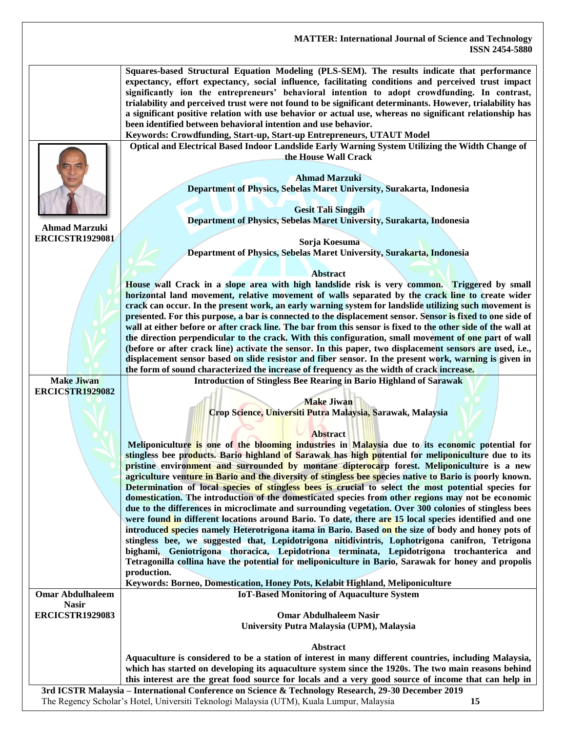Squares-based Structural Equation Modeling (PLS-SEM). The results indicate that performance expectancy, effort expectancy, social influence, facilitating conditions and perceived trust impact significantly ion the entrepreneurs' behavioral intention to adopt crowdfunding. In contrast, trialability and perceived trust were not found to be significant determinants. However, trialability has a significant positive relation with use behavior or actual use, whereas no significant relationship has been identified between behavioral intention and use behavior.

**Keywords: Crowdfunding, Start-up, Start-up Entrepreneurs, UTAUT Model**

---

**Ahmad Marzuki**
**ERCICSTR1929081**

### Optical and Electrical Based Indoor Landslide Early Warning System Utilizing the Width Change of the House Wall Crack

**Ahmad Marzuki**
**Department of Physics, Sebelas Maret University, Surakarta, Indonesia**

**Gesit Tali Singgih**
**Department of Physics, Sebelas Maret University, Surakarta, Indonesia**

**Sorja Koesuma**
**Department of Physics, Sebelas Maret University, Surakarta, Indonesia**

**Abstract**

House wall Crack in a slope area with high landslide risk is very common. Triggered by small horizontal land movement, relative movement of walls separated by the crack line to create wider crack can occur. In the present work, an early warning system for landslide utilizing such movement is presented. For this purpose, a bar is connected to the displacement sensor. Sensor is fixed to one side of wall at either before or after crack line. The bar from this sensor is fixed to the other side of the wall at the direction perpendicular to the crack. With this configuration, small movement of one part of wall (before or after crack line) activate the sensor. In this paper, two displacement sensors are used, i.e., displacement sensor based on slide resistor and fiber sensor. In the present work, warning is given in the form of sound characterized the increase of frequency as the width of crack increase.

---

**Make Jiwan**
**ERCICSTR1929082**

### Introduction of Stingless Bee Rearing in Bario Highland of Sarawak

**Make Jiwan**
**Crop Science, Universiti Putra Malaysia, Sarawak, Malaysia**

**Abstract**

Meliponiculture is one of the blooming industries in Malaysia due to its economic potential for stingless bee products. Bario highland of Sarawak has high potential for meliponiculture due to its pristine environment and surrounded by montane dipterocarp forest. Meliponiculture is a new agriculture venture in Bario and the diversity of stingless bee species native to Bario is poorly known. Determination of local species of stingless bees is crucial to select the most potential species for domestication. The introduction of the domesticated species from other regions may not be economic due to the differences in microclimate and surrounding vegetation. Over 300 colonies of stingless bees were found in different locations around Bario. To date, there are 15 local species identified and one introduced species namely Heterotrigona itama in Bario. Based on the size of body and honey pots of stingless bee, we suggested that, Lepidotrigona nitidivintris, Lophotrigona canifron, Tetrigona bighami, Geniotrigona thoracica, Lepidotriona terminata, Lepidotrigona trochanterica and Tetragonilla collina have the potential for meliponiculture in Bario, Sarawak for honey and propolis production.

**Keywords: Borneo, Domestication, Honey Pots, Kelabit Highland, Meliponiculture**

---

**Omar Abdulhaleem Nasir**
**ERCICSTR1929083**

### IoT-Based Monitoring of Aquaculture System

**Omar Abdulhaleem Nasir**
**University Putra Malaysia (UPM), Malaysia**

**Abstract**

Aquaculture is considered to be a station of interest in many different countries, including Malaysia, which has started on developing its aquaculture system since the 1920s. The two main reasons behind this interest are the great food source for locals and a very good source of income that can help in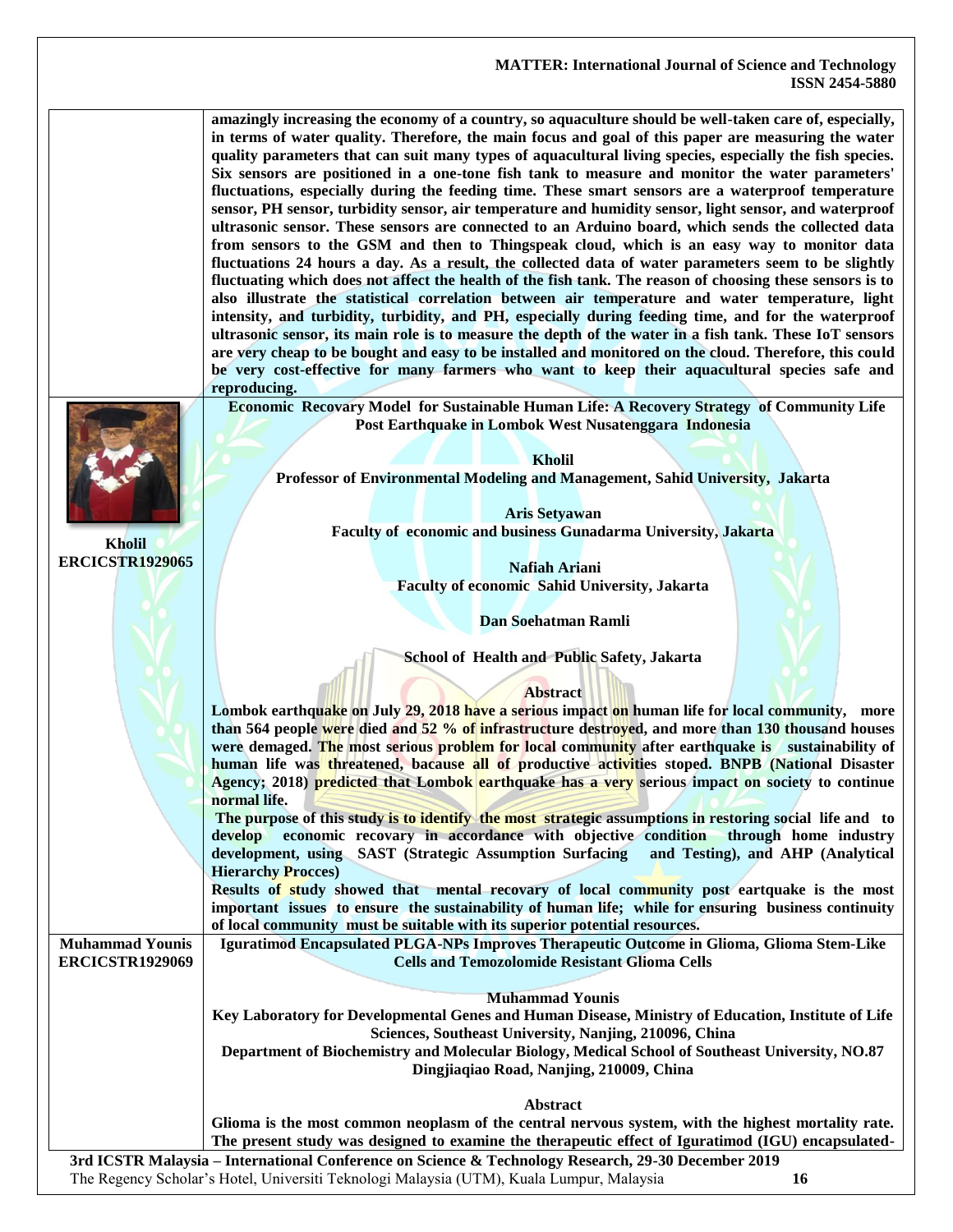amazingly increasing the economy of a country, so aquaculture should be well-taken care of, especially, in terms of water quality. Therefore, the main focus and goal of this paper are measuring the water quality parameters that can suit many types of aquacultural living species, especially the fish species. Six sensors are positioned in a one-tone fish tank to measure and monitor the water parameters' fluctuations, especially during the feeding time. These smart sensors are a waterproof temperature sensor, PH sensor, turbidity sensor, air temperature and humidity sensor, light sensor, and waterproof ultrasonic sensor. These sensors are connected to an Arduino board, which sends the collected data from sensors to the GSM and then to Thingspeak cloud, which is an easy way to monitor data fluctuations 24 hours a day. As a result, the collected data of water parameters seem to be slightly fluctuating which does not affect the health of the fish tank. The reason of choosing these sensors is to also illustrate the statistical correlation between air temperature and water temperature, light intensity, and turbidity, turbidity, and PH, especially during feeding time, and for the waterproof ultrasonic sensor, its main role is to measure the depth of the water in a fish tank. These IoT sensors are very cheap to be bought and easy to be installed and monitored on the cloud. Therefore, this could be very cost-effective for many farmers who want to keep their aquacultural species safe and reproducing.

**Kholil**
**ERCICSTR1929065**

**Economic Recovary Model for Sustainable Human Life: A Recovery Strategy of Community Life Post Earthquake in Lombok West Nusatenggara Indonesia**

**Kholil**
**Professor of Environmental Modeling and Management, Sahid University, Jakarta**

**Aris Setyawan**
**Faculty of economic and business Gunadarma University, Jakarta**

**Nafiah Ariani**
**Faculty of economic Sahid University, Jakarta**

**Dan Soehatman Ramli**

**School of Health and Public Safety, Jakarta**

**Abstract**

Lombok earthquake on July 29, 2018 have a serious impact on human life for local community, more than 564 people were died and 52 % of infrastructure destroyed, and more than 130 thousand houses were demaged. The most serious problem for local community after earthquake is sustainability of human life was threatened, bacause all of productive activities stoped. BNPB (National Disaster Agency; 2018) predicted that Lombok earthquake has a very serious impact on society to continue normal life.

The purpose of this study is to identify the most strategic assumptions in restoring social life and to develop economic recovary in accordance with objective condition through home industry development, using SAST (Strategic Assumption Surfacing and Testing), and AHP (Analytical Hierarchy Procces)

Results of study showed that mental recovary of local community post eartquake is the most important issues to ensure the sustainability of human life; while for ensuring business continuity of local community must be suitable with its superior potential resources.

**Muhammad Younis**
**ERCICSTR1929069**

**Iguratimod Encapsulated PLGA-NPs Improves Therapeutic Outcome in Glioma, Glioma Stem-Like Cells and Temozolomide Resistant Glioma Cells**

**Muhammad Younis**
**Key Laboratory for Developmental Genes and Human Disease, Ministry of Education, Institute of Life Sciences, Southeast University, Nanjing, 210096, China**
**Department of Biochemistry and Molecular Biology, Medical School of Southeast University, NO.87 Dingjiaqiao Road, Nanjing, 210009, China**

**Abstract**

Glioma is the most common neoplasm of the central nervous system, with the highest mortality rate. The present study was designed to examine the therapeutic effect of Iguratimod (IGU) encapsulated-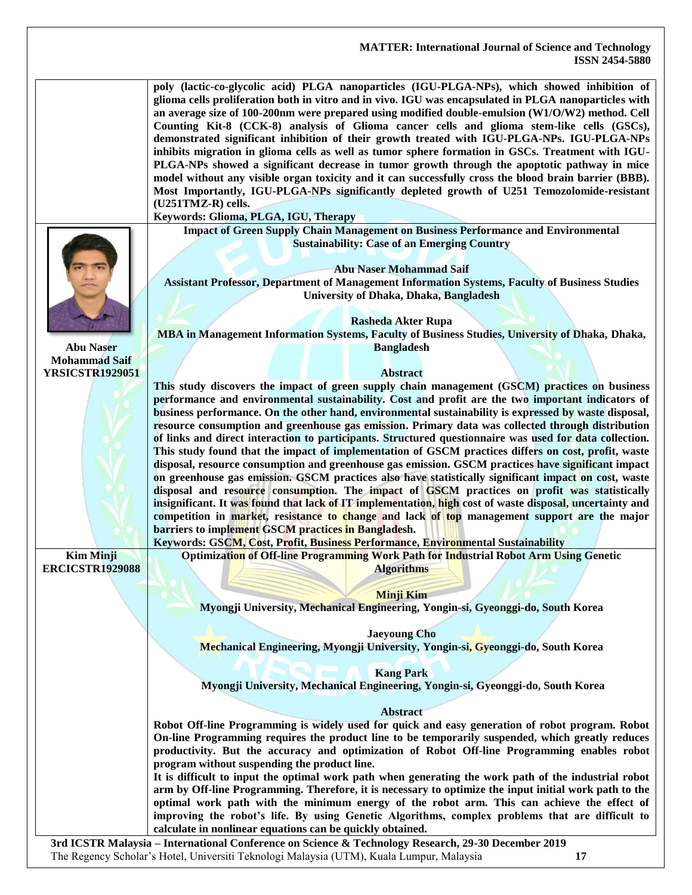**poly (lactic-co-glycolic acid) PLGA nanoparticles (IGU-PLGA-NPs), which showed inhibition of glioma cells proliferation both in vitro and in vivo. IGU was encapsulated in PLGA nanoparticles with an average size of 100-200nm were prepared using modified double-emulsion (W1/O/W2) method. Cell Counting Kit-8 (CCK-8) analysis of Glioma cancer cells and glioma stem-like cells (GSCs), demonstrated significant inhibition of their growth treated with IGU-PLGA-NPs. IGU-PLGA-NPs inhibits migration in glioma cells as well as tumor sphere formation in GSCs. Treatment with IGU-PLGA-NPs showed a significant decrease in tumor growth through the apoptotic pathway in mice model without any visible organ toxicity and it can successfully cross the blood brain barrier (BBB). Most Importantly, IGU-PLGA-NPs significantly depleted growth of U251 Temozolomide-resistant (U251TMZ-R) cells.**

**Keywords: Glioma, PLGA, IGU, Therapy**

**Abu Naser Mohammad Saif**
**YRSICSTR1929051**

## Impact of Green Supply Chain Management on Business Performance and Environmental Sustainability: Case of an Emerging Country

**Abu Naser Mohammad Saif**
**Assistant Professor, Department of Management Information Systems, Faculty of Business Studies University of Dhaka, Dhaka, Bangladesh**

**Rasheda Akter Rupa**
**MBA in Management Information Systems, Faculty of Business Studies, University of Dhaka, Dhaka, Bangladesh**

**Abstract**

**This study discovers the impact of green supply chain management (GSCM) practices on business performance and environmental sustainability. Cost and profit are the two important indicators of business performance. On the other hand, environmental sustainability is expressed by waste disposal, resource consumption and greenhouse gas emission. Primary data was collected through distribution of links and direct interaction to participants. Structured questionnaire was used for data collection. This study found that the impact of implementation of GSCM practices differs on cost, profit, waste disposal, resource consumption and greenhouse gas emission. GSCM practices have significant impact on greenhouse gas emission. GSCM practices also have statistically significant impact on cost, waste disposal and resource consumption. The impact of GSCM practices on profit was statistically insignificant. It was found that lack of IT implementation, high cost of waste disposal, uncertainty and competition in market, resistance to change and lack of top management support are the major barriers to implement GSCM practices in Bangladesh.**

**Keywords: GSCM, Cost, Profit, Business Performance, Environmental Sustainability**

**Kim Minji**
**ERCICSTR1929088**

## Optimization of Off-line Programming Work Path for Industrial Robot Arm Using Genetic Algorithms

**Minji Kim**
**Myongji University, Mechanical Engineering, Yongin-si, Gyeonggi-do, South Korea**

**Jaeyoung Cho**
**Mechanical Engineering, Myongji University, Yongin-si, Gyeonggi-do, South Korea**

**Kang Park**
**Myongji University, Mechanical Engineering, Yongin-si, Gyeonggi-do, South Korea**

**Abstract**

**Robot Off-line Programming is widely used for quick and easy generation of robot program. Robot On-line Programming requires the product line to be temporarily suspended, which greatly reduces productivity. But the accuracy and optimization of Robot Off-line Programming enables robot program without suspending the product line.**

**It is difficult to input the optimal work path when generating the work path of the industrial robot arm by Off-line Programming. Therefore, it is necessary to optimize the input initial work path to the optimal work path with the minimum energy of the robot arm. This can achieve the effect of improving the robot's life. By using Genetic Algorithms, complex problems that are difficult to calculate in nonlinear equations can be quickly obtained.**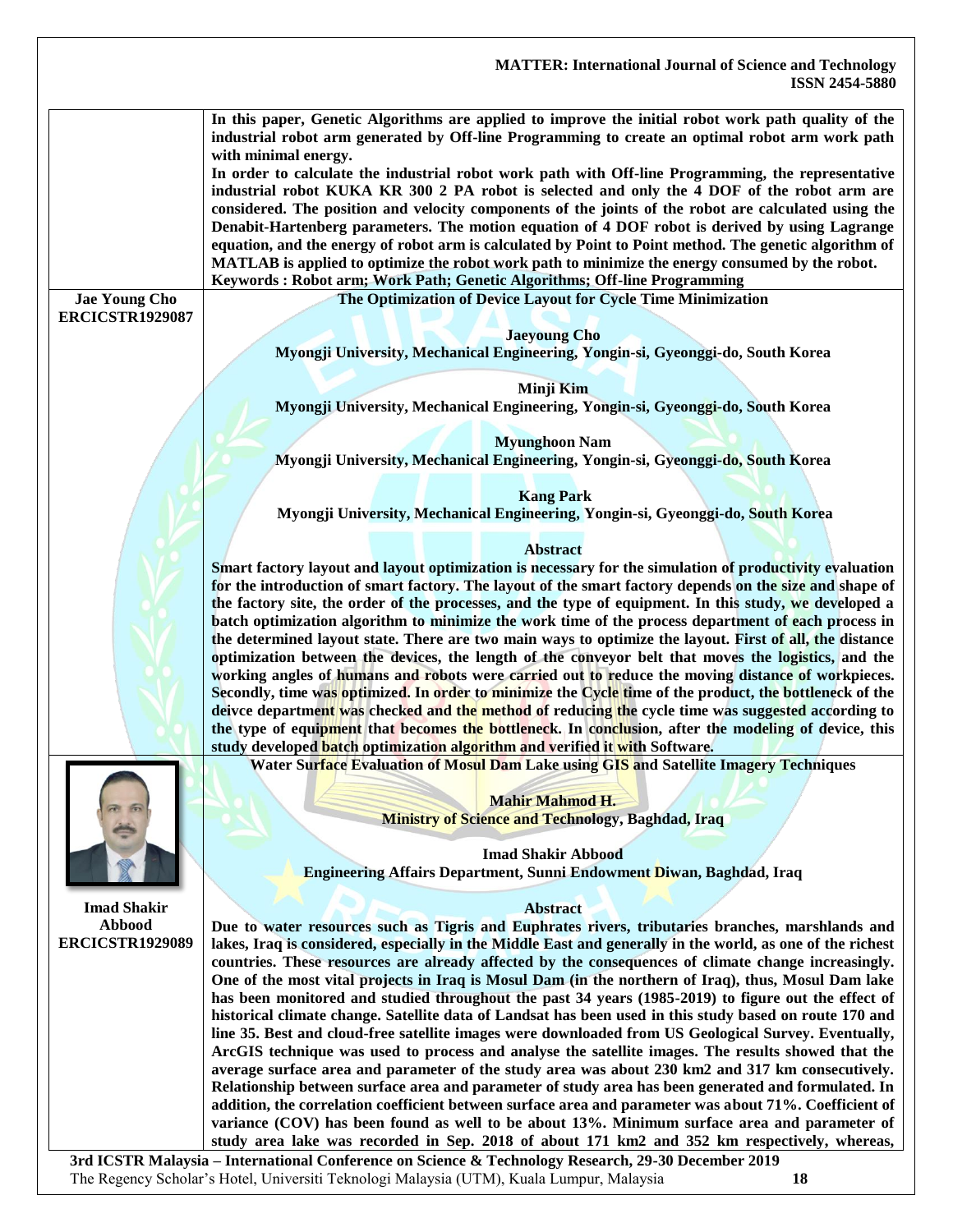In this paper, Genetic Algorithms are applied to improve the initial robot work path quality of the industrial robot arm generated by Off-line Programming to create an optimal robot arm work path with minimal energy.

In order to calculate the industrial robot work path with Off-line Programming, the representative industrial robot KUKA KR 300 2 PA robot is selected and only the 4 DOF of the robot arm are considered. The position and velocity components of the joints of the robot are calculated using the Denabit-Hartenberg parameters. The motion equation of 4 DOF robot is derived by using Lagrange equation, and the energy of robot arm is calculated by Point to Point method. The genetic algorithm of MATLAB is applied to optimize the robot work path to minimize the energy consumed by the robot.

**Keywords : Robot arm; Work Path; Genetic Algorithms; Off-line Programming**

---

**Jae Young Cho**
**ERCICSTR1929087**

## The Optimization of Device Layout for Cycle Time Minimization

**Jaeyoung Cho**
Myongji University, Mechanical Engineering, Yongin-si, Gyeonggi-do, South Korea

**Minji Kim**
Myongji University, Mechanical Engineering, Yongin-si, Gyeonggi-do, South Korea

**Myunghoon Nam**
Myongji University, Mechanical Engineering, Yongin-si, Gyeonggi-do, South Korea

**Kang Park**
Myongji University, Mechanical Engineering, Yongin-si, Gyeonggi-do, South Korea

### Abstract

Smart factory layout and layout optimization is necessary for the simulation of productivity evaluation for the introduction of smart factory. The layout of the smart factory depends on the size and shape of the factory site, the order of the processes, and the type of equipment. In this study, we developed a batch optimization algorithm to minimize the work time of the process department of each process in the determined layout state. There are two main ways to optimize the layout. First of all, the distance optimization between the devices, the length of the conveyor belt that moves the logistics, and the working angles of humans and robots were carried out to reduce the moving distance of workpieces. Secondly, time was optimized. In order to minimize the Cycle time of the product, the bottleneck of the deivce department was checked and the method of reducing the cycle time was suggested according to the type of equipment that becomes the bottleneck. In conclusion, after the modeling of device, this study developed batch optimization algorithm and verified it with Software.

---

**Imad Shakir Abbood**
**ERCICSTR1929089**

## Water Surface Evaluation of Mosul Dam Lake using GIS and Satellite Imagery Techniques

**Mahir Mahmod H.**
Ministry of Science and Technology, Baghdad, Iraq

**Imad Shakir Abbood**
Engineering Affairs Department, Sunni Endowment Diwan, Baghdad, Iraq

### Abstract

Due to water resources such as Tigris and Euphrates rivers, tributaries branches, marshlands and lakes, Iraq is considered, especially in the Middle East and generally in the world, as one of the richest countries. These resources are already affected by the consequences of climate change increasingly. One of the most vital projects in Iraq is Mosul Dam (in the northern of Iraq), thus, Mosul Dam lake has been monitored and studied throughout the past 34 years (1985-2019) to figure out the effect of historical climate change. Satellite data of Landsat has been used in this study based on route 170 and line 35. Best and cloud-free satellite images were downloaded from US Geological Survey. Eventually, ArcGIS technique was used to process and analyse the satellite images. The results showed that the average surface area and parameter of the study area was about 230 km2 and 317 km consecutively. Relationship between surface area and parameter of study area has been generated and formulated. In addition, the correlation coefficient between surface area and parameter was about 71%. Coefficient of variance (COV) has been found as well to be about 13%. Minimum surface area and parameter of study area lake was recorded in Sep. 2018 of about 171 km2 and 352 km respectively, whereas,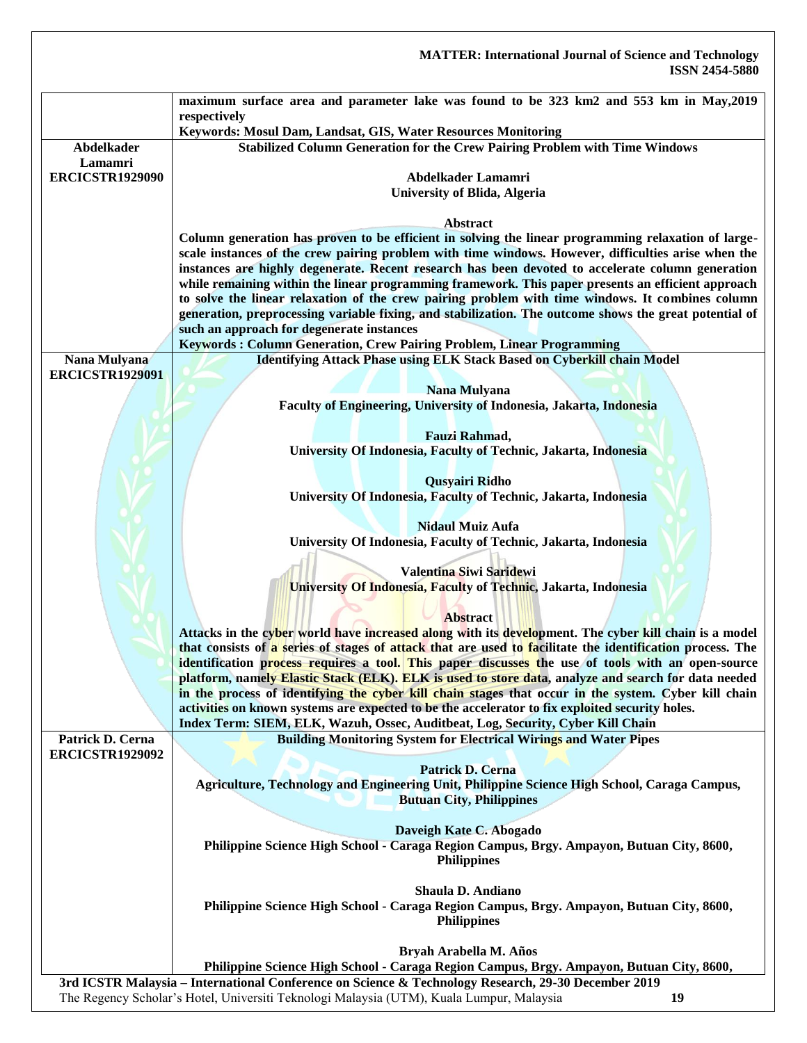| | |
|---|---|
| | maximum surface area and parameter lake was found to be 323 km2 and 553 km in May,2019 respectively<br>Keywords: Mosul Dam, Landsat, GIS, Water Resources Monitoring |
| Abdelkader Lamamri ERCICSTR1929090 | **Stabilized Column Generation for the Crew Pairing Problem with Time Windows**<br><br>Abdelkader Lamamri<br>University of Blida, Algeria<br><br>**Abstract**<br>Column generation has proven to be efficient in solving the linear programming relaxation of large-scale instances of the crew pairing problem with time windows. However, difficulties arise when the instances are highly degenerate. Recent research has been devoted to accelerate column generation while remaining within the linear programming framework. This paper presents an efficient approach to solve the linear relaxation of the crew pairing problem with time windows. It combines column generation, preprocessing variable fixing, and stabilization. The outcome shows the great potential of such an approach for degenerate instances<br>Keywords : Column Generation, Crew Pairing Problem, Linear Programming |
| Nana Mulyana ERCICSTR1929091 | **Identifying Attack Phase using ELK Stack Based on Cyberkill chain Model**<br><br>Nana Mulyana<br>Faculty of Engineering, University of Indonesia, Jakarta, Indonesia<br><br>Fauzi Rahmad,<br>University Of Indonesia, Faculty of Technic, Jakarta, Indonesia<br><br>Qusyairi Ridho<br>University Of Indonesia, Faculty of Technic, Jakarta, Indonesia<br><br>Nidaul Muiz Aufa<br>University Of Indonesia, Faculty of Technic, Jakarta, Indonesia<br><br>Valentina Siwi Saridewi<br>University Of Indonesia, Faculty of Technic, Jakarta, Indonesia<br><br>**Abstract**<br>Attacks in the cyber world have increased along with its development. The cyber kill chain is a model that consists of a series of stages of attack that are used to facilitate the identification process. The identification process requires a tool. This paper discusses the use of tools with an open-source platform, namely Elastic Stack (ELK). ELK is used to store data, analyze and search for data needed in the process of identifying the cyber kill chain stages that occur in the system. Cyber kill chain activities on known systems are expected to be the accelerator to fix exploited security holes.<br>Index Term: SIEM, ELK, Wazuh, Ossec, Auditbeat, Log, Security, Cyber Kill Chain |
| Patrick D. Cerna ERCICSTR1929092 | **Building Monitoring System for Electrical Wirings and Water Pipes**<br><br>Patrick D. Cerna<br>Agriculture, Technology and Engineering Unit, Philippine Science High School, Caraga Campus, Butuan City, Philippines<br><br>Daveigh Kate C. Abogado<br>Philippine Science High School - Caraga Region Campus, Brgy. Ampayon, Butuan City, 8600, Philippines<br><br>Shaula D. Andiano<br>Philippine Science High School - Caraga Region Campus, Brgy. Ampayon, Butuan City, 8600, Philippines<br><br>Bryah Arabella M. Años<br>Philippine Science High School - Caraga Region Campus, Brgy. Ampayon, Butuan City, 8600, |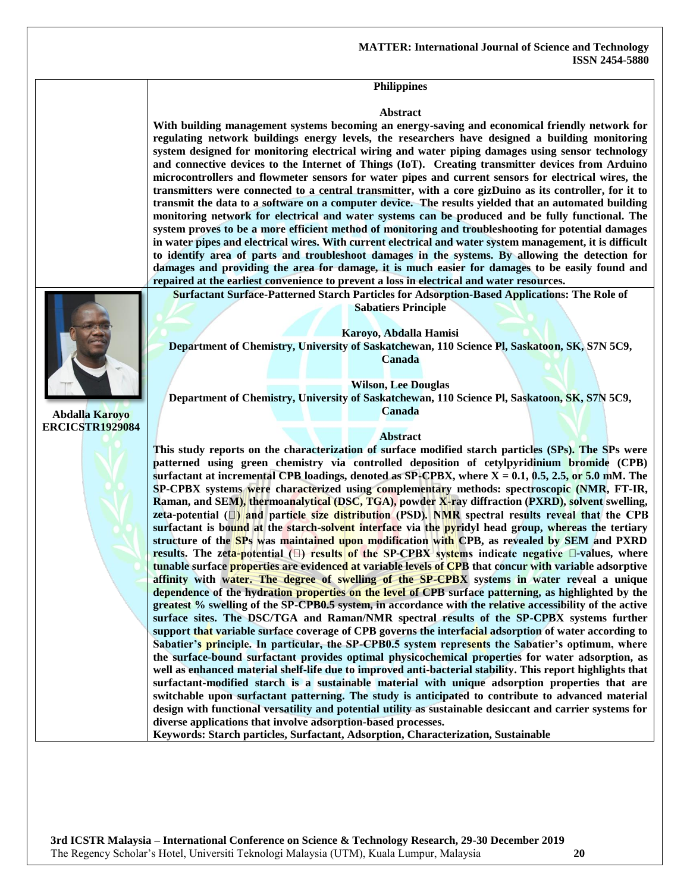**Philippines**

**Abstract**

**With building management systems becoming an energy-saving and economical friendly network for regulating network buildings energy levels, the researchers have designed a building monitoring system designed for monitoring electrical wiring and water piping damages using sensor technology and connective devices to the Internet of Things (IoT). Creating transmitter devices from Arduino microcontrollers and flowmeter sensors for water pipes and current sensors for electrical wires, the transmitters were connected to a central transmitter, with a core gizDuino as its controller, for it to transmit the data to a software on a computer device. The results yielded that an automated building monitoring network for electrical and water systems can be produced and be fully functional. The system proves to be a more efficient method of monitoring and troubleshooting for potential damages in water pipes and electrical wires. With current electrical and water system management, it is difficult to identify area of parts and troubleshoot damages in the systems. By allowing the detection for damages and providing the area for damage, it is much easier for damages to be easily found and repaired at the earliest convenience to prevent a loss in electrical and water resources.**

**Abdalla Karoyo**
**ERCICSTR1929084**

## Surfactant Surface-Patterned Starch Particles for Adsorption-Based Applications: The Role of Sabatiers Principle

**Karoyo, Abdalla Hamisi**
**Department of Chemistry, University of Saskatchewan, 110 Science Pl, Saskatoon, SK, S7N 5C9, Canada**

**Wilson, Lee Douglas**
**Department of Chemistry, University of Saskatchewan, 110 Science Pl, Saskatoon, SK, S7N 5C9, Canada**

**Abstract**

**This study reports on the characterization of surface modified starch particles (SPs). The SPs were patterned using green chemistry via controlled deposition of cetylpyridinium bromide (CPB) surfactant at incremental CPB loadings, denoted as SP-CPBX, where X = 0.1, 0.5, 2.5, or 5.0 mM. The SP-CPBX systems were characterized using complementary methods: spectroscopic (NMR, FT-IR, Raman, and SEM), thermoanalytical (DSC, TGA), powder X-ray diffraction (PXRD), solvent swelling, zeta-potential (□) and particle size distribution (PSD). NMR spectral results reveal that the CPB surfactant is bound at the starch-solvent interface via the pyridyl head group, whereas the tertiary structure of the SPs was maintained upon modification with CPB, as revealed by SEM and PXRD results. The zeta-potential (□) results of the SP-CPBX systems indicate negative □-values, where tunable surface properties are evidenced at variable levels of CPB that concur with variable adsorptive affinity with water. The degree of swelling of the SP-CPBX systems in water reveal a unique dependence of the hydration properties on the level of CPB surface patterning, as highlighted by the greatest % swelling of the SP-CPB0.5 system, in accordance with the relative accessibility of the active surface sites. The DSC/TGA and Raman/NMR spectral results of the SP-CPBX systems further support that variable surface coverage of CPB governs the interfacial adsorption of water according to Sabatier's principle. In particular, the SP-CPB0.5 system represents the Sabatier's optimum, where the surface-bound surfactant provides optimal physicochemical properties for water adsorption, as well as enhanced material shelf-life due to improved anti-bacterial stability. This report highlights that surfactant-modified starch is a sustainable material with unique adsorption properties that are switchable upon surfactant patterning. The study is anticipated to contribute to advanced material design with functional versatility and potential utility as sustainable desiccant and carrier systems for diverse applications that involve adsorption-based processes.**

**Keywords: Starch particles, Surfactant, Adsorption, Characterization, Sustainable**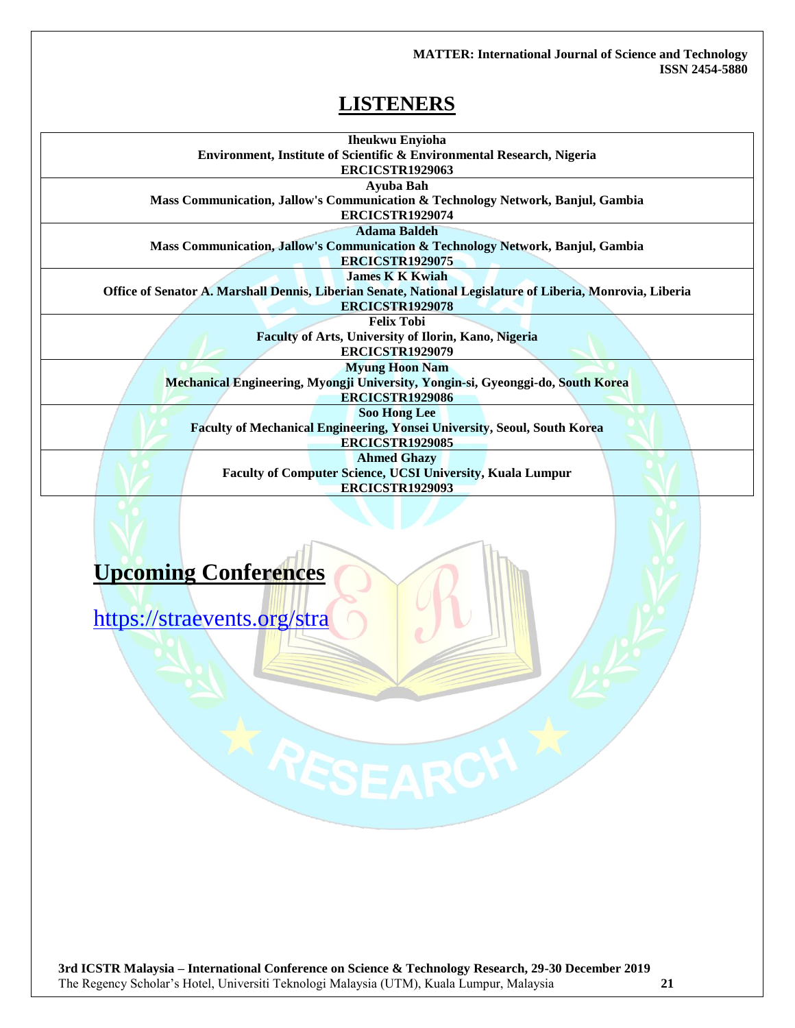## LISTENERS

| |
|---|
| **Iheukwu Enyioha**<br>**Environment, Institute of Scientific & Environmental Research, Nigeria**<br>**ERCICSTR1929063** |
| **Ayuba Bah**<br>**Mass Communication, Jallow's Communication & Technology Network, Banjul, Gambia**<br>**ERCICSTR1929074** |
| **Adama Baldeh**<br>**Mass Communication, Jallow's Communication & Technology Network, Banjul, Gambia**<br>**ERCICSTR1929075** |
| **James K K Kwiah**<br>**Office of Senator A. Marshall Dennis, Liberian Senate, National Legislature of Liberia, Monrovia, Liberia**<br>**ERCICSTR1929078** |
| **Felix Tobi**<br>**Faculty of Arts, University of Ilorin, Kano, Nigeria**<br>**ERCICSTR1929079** |
| **Myung Hoon Nam**<br>**Mechanical Engineering, Myongji University, Yongin-si, Gyeonggi-do, South Korea**<br>**ERCICSTR1929086** |
| **Soo Hong Lee**<br>**Faculty of Mechanical Engineering, Yonsei University, Seoul, South Korea**<br>**ERCICSTR1929085** |
| **Ahmed Ghazy**<br>**Faculty of Computer Science, UCSI University, Kuala Lumpur**<br>**ERCICSTR1929093** |

## Upcoming Conferences

https://straevents.org/stra